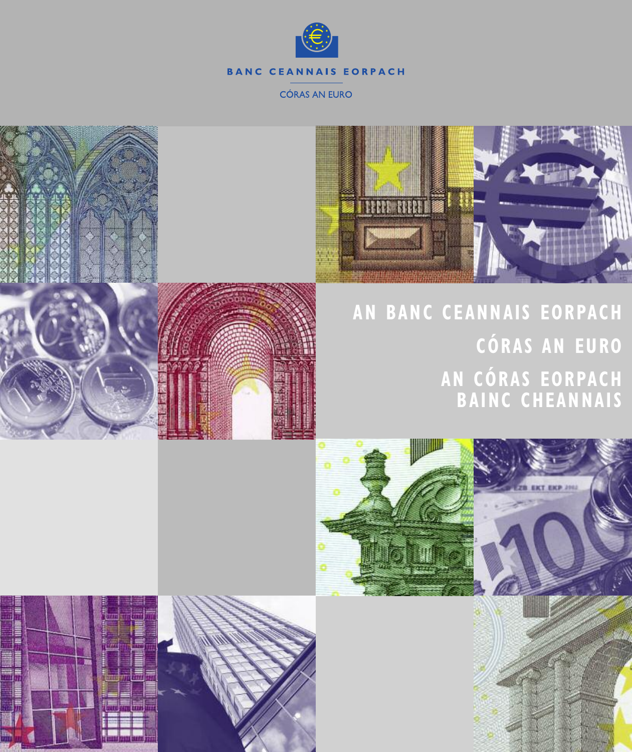BANC CEANNAIS EORPACH

CÓRAS AN EURO

# AN BANC CEANNAIS EORPACH

# CÓRAS AN EURO

# AN CÓRAS EORPACH BAINC CHEANNAIS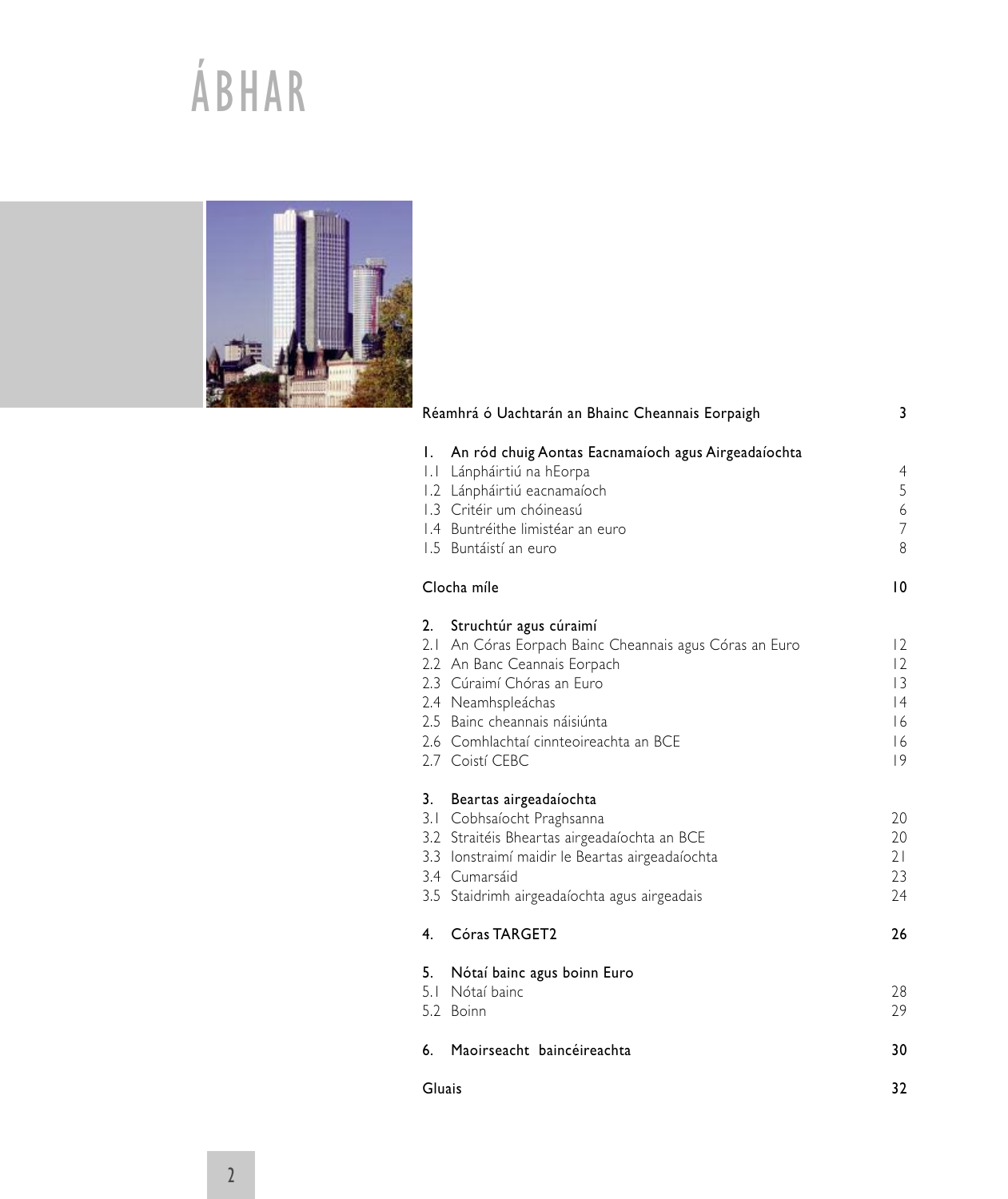# ÁBHAR

| | |
|---|---|
| Réamhrá ó Uachtarán an Bhainc Cheannais Eorpaigh | 3 |
| **1. An ród chuig Aontas Eacnamaíoch agus Airgeadaíochta** | |
| 1.1 Lánpháirtiú na hEorpa | 4 |
| 1.2 Lánpháirtiú eacnamaíoch | 5 |
| 1.3 Critéir um chóineasú | 6 |
| 1.4 Buntréithe limistéar an euro | 7 |
| 1.5 Buntáistí an euro | 8 |
| **Clocha míle** | **10** |
| **2. Struchtúr agus cúraimí** | |
| 2.1 An Córas Eorpach Bainc Cheannais agus Córas an Euro | 12 |
| 2.2 An Banc Ceannais Eorpach | 12 |
| 2.3 Cúraimí Chóras an Euro | 13 |
| 2.4 Neamhspleáchas | 14 |
| 2.5 Bainc cheannais náisiúnta | 16 |
| 2.6 Comhlachtaí cinnteoireachta an BCE | 16 |
| 2.7 Coistí CEBC | 19 |
| **3. Beartas airgeadaíochta** | |
| 3.1 Cobhsaíocht Praghsanna | 20 |
| 3.2 Straitéis Bheartas airgeadaíochta an BCE | 20 |
| 3.3 Ionstraimí maidir le Beartas airgeadaíochta | 21 |
| 3.4 Cumarsáid | 23 |
| 3.5 Staidrimh airgeadaíochta agus airgeadais | 24 |
| **4. Córas TARGET2** | **26** |
| **5. Nótaí bainc agus boinn Euro** | |
| 5.1 Nótaí bainc | 28 |
| 5.2 Boinn | 29 |
| **6. Maoirseacht baincéireachta** | **30** |
| **Gluais** | **32** |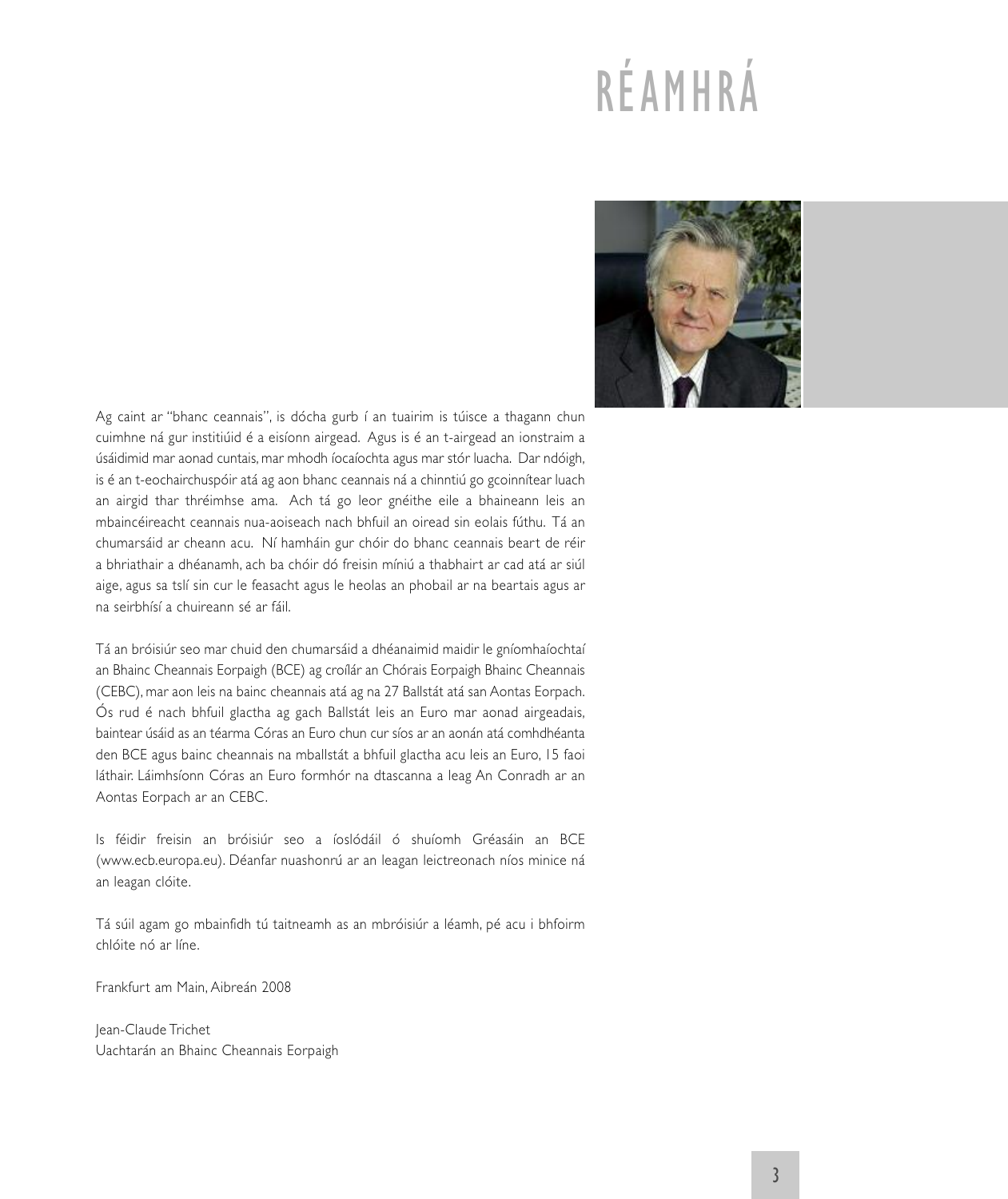# RÉAMHRÁ

Ag caint ar "bhanc ceannais", is dócha gurb í an tuairim is túisce a thagann chun cuimhne ná gur institiúid é a eisíonn airgead. Agus is é an t-airgead an ionstraim a úsáidimid mar aonad cuntais, mar mhodh íocaíochta agus mar stór luacha. Dar ndóigh, is é an t-eochairchuspóir atá ag aon bhanc ceannais ná a chinntiú go gcoinnítear luach an airgid thar thréimhse ama. Ach tá go leor gnéithe eile a bhaineann leis an mbaincéireacht ceannais nua-aoiseach nach bhfuil an oiread sin eolais fúthu. Tá an chumarsáid ar cheann acu. Ní hamháin gur chóir do bhanc ceannais beart de réir a bhriathair a dhéanamh, ach ba chóir dó freisin míniú a thabhairt ar cad atá ar siúl aige, agus sa tslí sin cur le feasacht agus le heolas an phobail ar na beartais agus ar na seirbhísí a chuireann sé ar fáil.

Tá an bróisiúr seo mar chuid den chumarsáid a dhéanaimid maidir le gníomhaíochtaí an Bhainc Cheannais Eorpaigh (BCE) ag croílár an Chórais Eorpaigh Bhainc Cheannais (CEBC), mar aon leis na bainc cheannais atá ag na 27 Ballstát atá san Aontas Eorpach. Ós rud é nach bhfuil glactha ag gach Ballstát leis an Euro mar aonad airgeadais, baintear úsáid as an téarma Córas an Euro chun cur síos ar an aonán atá comhdhéanta den BCE agus bainc cheannais na mballstát a bhfuil glactha acu leis an Euro, 15 faoi láthair. Láimhsíonn Córas an Euro formhór na dtascanna a leag An Conradh ar an Aontas Eorpach ar an CEBC.

Is féidir freisin an bróisiúr seo a íoslódáil ó shuíomh Gréasáin an BCE (www.ecb.europa.eu). Déanfar nuashonrú ar an leagan leictreonach níos minice ná an leagan clóite.

Tá súil agam go mbainfidh tú taitneamh as an mbróisiúr a léamh, pé acu i bhfoirm chlóite nó ar líne.

Frankfurt am Main, Aibreán 2008

Jean-Claude Trichet
Uachtarán an Bhainc Cheannais Eorpaigh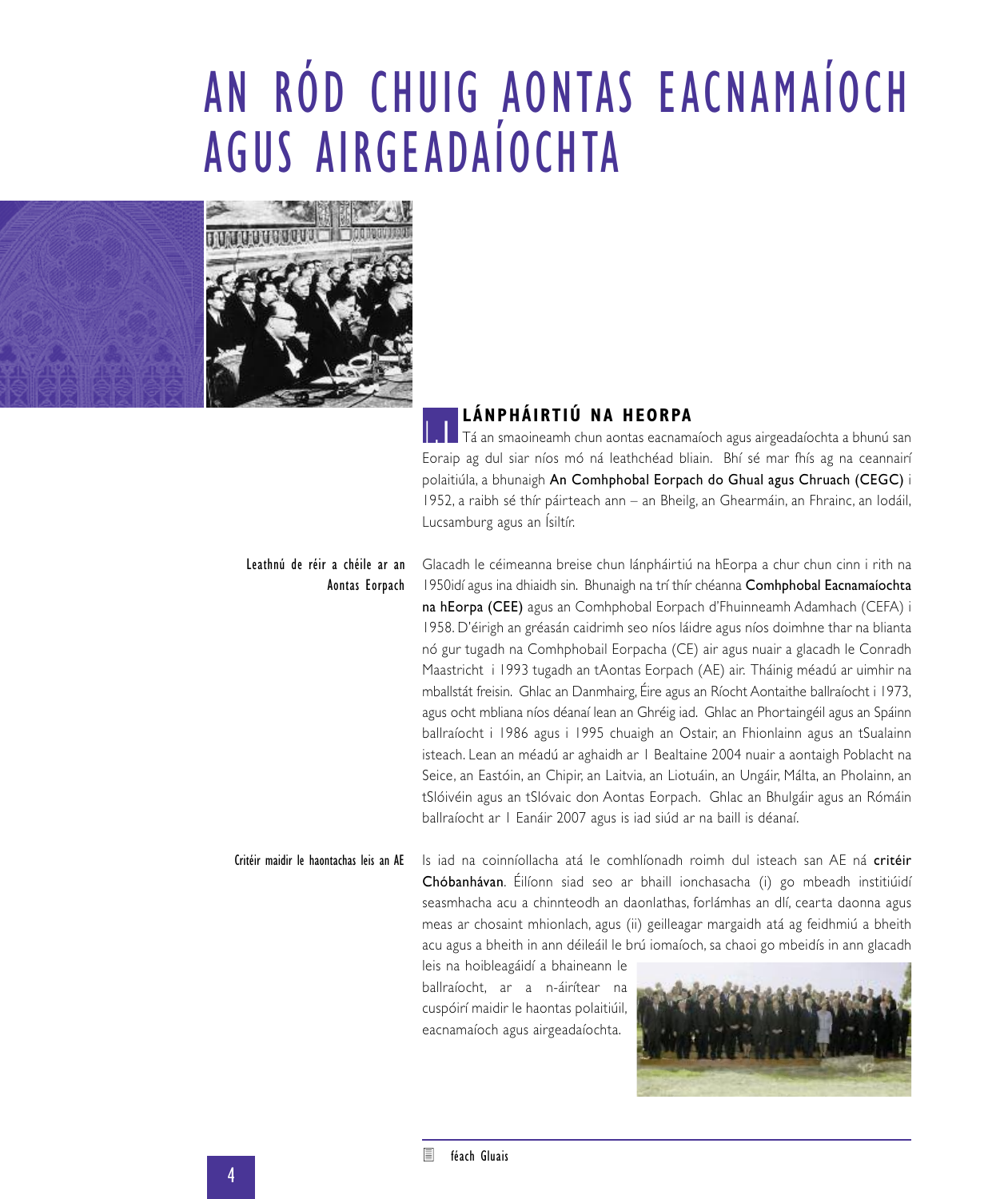# AN RÓD CHUIG AONTAS EACNAMAÍOCH AGUS AIRGEADAÍOCHTA

## 1.1 LÁNPHÁIRTIÚ NA HEORPA

Tá an smaoineamh chun aontas eacnamaíoch agus airgeadaíochta a bhunú san Eoraip ag dul siar níos mó ná leathchéad bliain. Bhí sé mar fhís ag na ceannairí polaitiúla, a bhunaigh **An Comhphobal Eorpach do Ghual agus Chruach (CEGC)** i 1952, a raibh sé thír páirteach ann – an Bheilg, an Ghearmáin, an Fhrainc, an Iodáil, Lucsamburg agus an Ísiltír.

**Leathnú de réir a chéile ar an Aontas Eorpach**

Glacadh le céimeanna breise chun lánpháirtiú na hEorpa a chur chun cinn i rith na 1950idí agus ina dhiaidh sin. Bhunaigh na trí thír chéanna **Comhphobal Eacnamaíochta na hEorpa (CEE)** agus an Comhphobal Eorpach d'Fhuinneamh Adamhach (CEFA) i 1958. D'éirigh an gréasán caidrimh seo níos láidre agus níos doimhne thar na blianta nó gur tugadh na Comhphobail Eorpacha (CE) air agus nuair a glacadh le Conradh Maastricht i 1993 tugadh an tAontas Eorpach (AE) air. Tháinig méadú ar uimhir na mballstát freisin. Ghlac an Danmhairg, Éire agus an Ríocht Aontaithe ballraíocht i 1973, agus ocht mbliana níos déanaí lean an Ghréig iad. Ghlac an Phortaingéil agus an Spáinn ballraíocht i 1986 agus i 1995 chuaigh an Ostair, an Fhionlainn agus an tSualainn isteach. Lean an méadú ar aghaidh ar 1 Bealtaine 2004 nuair a aontaigh Poblacht na Seice, an Eastóin, an Chipir, an Laitvia, an Liotuáin, an Ungáir, Málta, an Pholainn, an tSlóivéin agus an tSlóvaic don Aontas Eorpach. Ghlac an Bhulgáir agus an Rómáin ballraíocht ar 1 Eanáir 2007 agus is iad siúd ar na baill is déanaí.

**Critéir maidir le haontachas leis an AE**

Is iad na coinníollacha atá le comhlíonadh roimh dul isteach san AE ná **critéir Chóbanhávan**. Éilíonn siad seo ar bhaill ionchasacha (i) go mbeadh institiúidí seasmhacha acu a chinnteodh an daonlathas, forlámhas an dlí, cearta daonna agus meas ar chosaint mhionlach, agus (ii) geilleagar margaidh atá ag feidhmiú a bheith acu agus a bheith in ann déileáil le brú iomaíoch, sa chaoi go mbeidís in ann glacadh leis na hoibleagáidí a bhaineann le ballraíocht, ar a n-áirítear na cuspóirí maidir le haontas polaitiúil, eacnamaíoch agus airgeadaíochta.

féach Gluais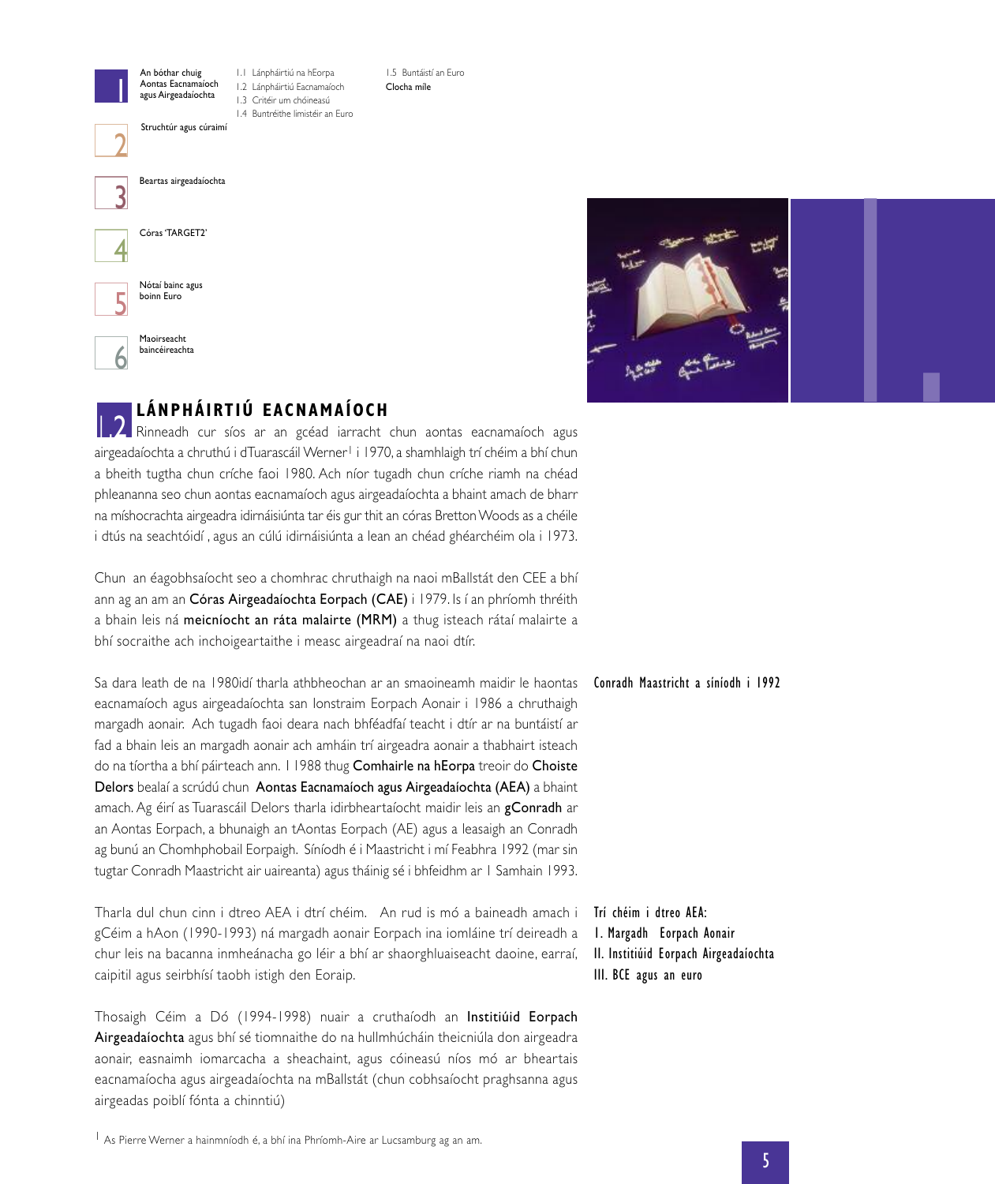## 1.2 LÁNPHÁIRTIÚ EACNAMAÍOCH

Rinneadh cur síos ar an gcéad iarracht chun aontas eacnamaíoch agus airgeadaíochta a chruthú i dTuarascáil Werner[1] i 1970, a shamhlaigh trí chéim a bhí chun a bheith tugtha chun críche faoi 1980. Ach níor tugadh chun críche riamh na chéad phleananna seo chun aontas eacnamaíoch agus airgeadaíochta a bhaint amach de bharr na míshocrachta airgeadra idirnáisiúnta tar éis gur thit an córas Bretton Woods as a chéile i dtús na seachtóidí , agus an cúlú idirnáisiúnta a lean an chéad ghéarchéim ola i 1973.

Chun an éagobhsaíocht seo a chomhrac chruthaigh na naoi mBallstát den CEE a bhí ann ag an am an **Córas Airgeadaíochta Eorpach (CAE)** i 1979. Is í an phríomh thréith a bhain leis ná **meicníocht an ráta malairte (MRM)** a thug isteach rátaí malairte a bhí socraithe ach inchoigeartaithe i measc airgeadraí na naoi dtír.

Conradh Maastricht a síníodh i 1992

Sa dara leath de na 1980idí tharla athbheochan ar an smaoineamh maidir le haontas eacnamaíoch agus airgeadaíochta san Ionstraim Eorpach Aonair i 1986 a chruthaigh margadh aonair. Ach tugadh faoi deara nach bhféadfaí teacht i dtír ar na buntáistí ar fad a bhain leis an margadh aonair ach amháin trí airgeadra aonair a thabhairt isteach do na tíortha a bhí páirteach ann. I 1988 thug **Comhairle na hEorpa** treoir do **Choiste Delors** bealaí a scrúdú chun **Aontas Eacnamaíoch agus Airgeadaíochta (AEA)** a bhaint amach. Ag éirí as Tuarascáil Delors tharla idirbheartaíocht maidir leis an **gConradh** ar an Aontas Eorpach, a bhunaigh an tAontas Eorpach (AE) agus a leasaigh an Conradh ag bunú an Chomhphobail Eorpaigh. Síníodh é i Maastricht i mí Feabhra 1992 (mar sin tugtar Conradh Maastricht air uaireanta) agus tháinig sé i bhfeidhm ar 1 Samhain 1993.

Trí chéim i dtreo AEA:
I. Margadh Eorpach Aonair
II. Institiúid Eorpach Airgeadaíochta
III. BCE agus an euro

Tharla dul chun cinn i dtreo AEA i dtrí chéim. An rud is mó a baineadh amach i gCéim a hAon (1990-1993) ná margadh aonair Eorpach ina iomláine trí deireadh a chur leis na bacanna inmheánacha go léir a bhí ar shaorghluaiseacht daoine, earraí, caipitil agus seirbhísí taobh istigh den Eoraip.

Thosaigh Céim a Dó (1994-1998) nuair a cruthaíodh an **Institiúid Eorpach Airgeadaíochta** agus bhí sé tiomnaithe do na hullmhúcháin theicniúla don airgeadra aonair, easnaimh iomarcacha a sheachaint, agus cóineasú níos mó ar bheartais eacnamaíocha agus airgeadaíochta na mBallstát (chun cobhsaíocht praghsanna agus airgeadas poiblí fónta a chinntiú)

[1] As Pierre Werner a hainmníodh é, a bhí ina Phríomh-Aire ar Lucsamburg ag an am.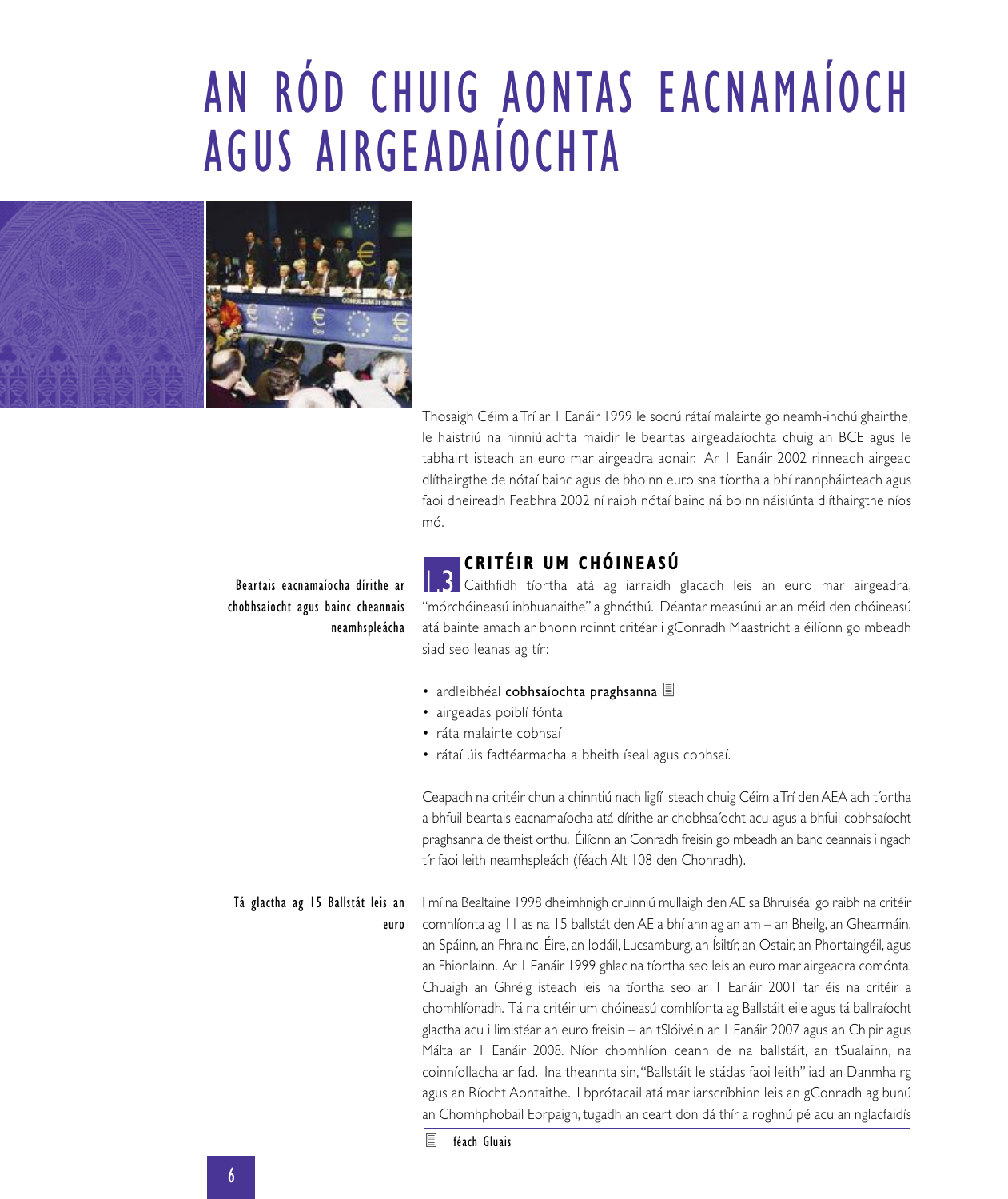# AN RÓD CHUIG AONTAS EACNAMAÍOCH AGUS AIRGEADAÍOCHTA

Thosaigh Céim a Trí ar 1 Eanáir 1999 le socrú rátaí malairte go neamh-inchúlghairthe, le haistriú na hinniúlachta maidir le beartas airgeadaíochta chuig an BCE agus le tabhairt isteach an euro mar airgeadra aonair. Ar 1 Eanáir 2002 rinneadh airgead dlíthairgthe de nótaí bainc agus de bhoinn euro sna tíortha a bhí rannpháirteach agus faoi dheireadh Feabhra 2002 ní raibh nótaí bainc ná boinn náisiúnta dlíthairgthe níos mó.

## 1.3 CRITÉIR UM CHÓINEASÚ

**Beartais eacnamaíocha dírithe ar chobhsaíocht agus bainc cheannais neamhspleácha**

Caithfidh tíortha atá ag iarraidh glacadh leis an euro mar airgeadra, "mórchóineasú inbhuanaithe" a ghnóthú. Déantar measúnú ar an méid den chóineasú atá bainte amach ar bhonn roinnt critéar i gConradh Maastricht a éilíonn go mbeadh siad seo leanas ag tír:

- ardleibhéal **cobhsaíochta praghsanna** ▤
- airgeadas poiblí fónta
- ráta malairte cobhsaí
- rátaí úis fadtéarmacha a bheith íseal agus cobhsaí.

Ceapadh na critéir chun a chinntiú nach ligfí isteach chuig Céim a Trí den AEA ach tíortha a bhfuil beartais eacnamaíocha atá dírithe ar chobhsaíocht acu agus a bhfuil cobhsaíocht praghsanna de theist orthu. Éilíonn an Conradh freisin go mbeadh an banc ceannais i ngach tír faoi leith neamhspleách (féach Alt 108 den Chonradh).

**Tá glactha ag 15 Ballstát leis an euro**

I mí na Bealtaine 1998 dheimhnigh cruinniú mullaigh den AE sa Bhruiséal go raibh na critéir comhlíonta ag 11 as na 15 ballstát den AE a bhí ann ag an am – an Bheilg, an Ghearmáin, an Spáinn, an Fhrainc, Éire, an Iodáil, Lucsamburg, an Ísiltír, an Ostair, an Phortaingéil, agus an Fhionlainn. Ar 1 Eanáir 1999 ghlac na tíortha seo leis an euro mar airgeadra comónta. Chuaigh an Ghréig isteach leis na tíortha seo ar 1 Eanáir 2001 tar éis na critéir a chomhlíonadh. Tá na critéir um chóineasú comhlíonta ag Ballstáit eile agus tá ballraíocht glactha acu i limistéar an euro freisin – an tSlóivéin ar 1 Eanáir 2007 agus an Chipir agus Málta ar 1 Eanáir 2008. Níor chomhlíon ceann de na ballstáit, an tSualainn, na coinníollacha ar fad. Ina theannta sin, "Ballstáit le stádas faoi leith" iad an Danmhairg agus an Ríocht Aontaithe. I bprótacail atá mar iarscríbhinn leis an gConradh ag bunú an Chomhphobail Eorpaigh, tugadh an ceart don dá thír a roghnú pé acu an nglacfaidís

▤ féach Gluais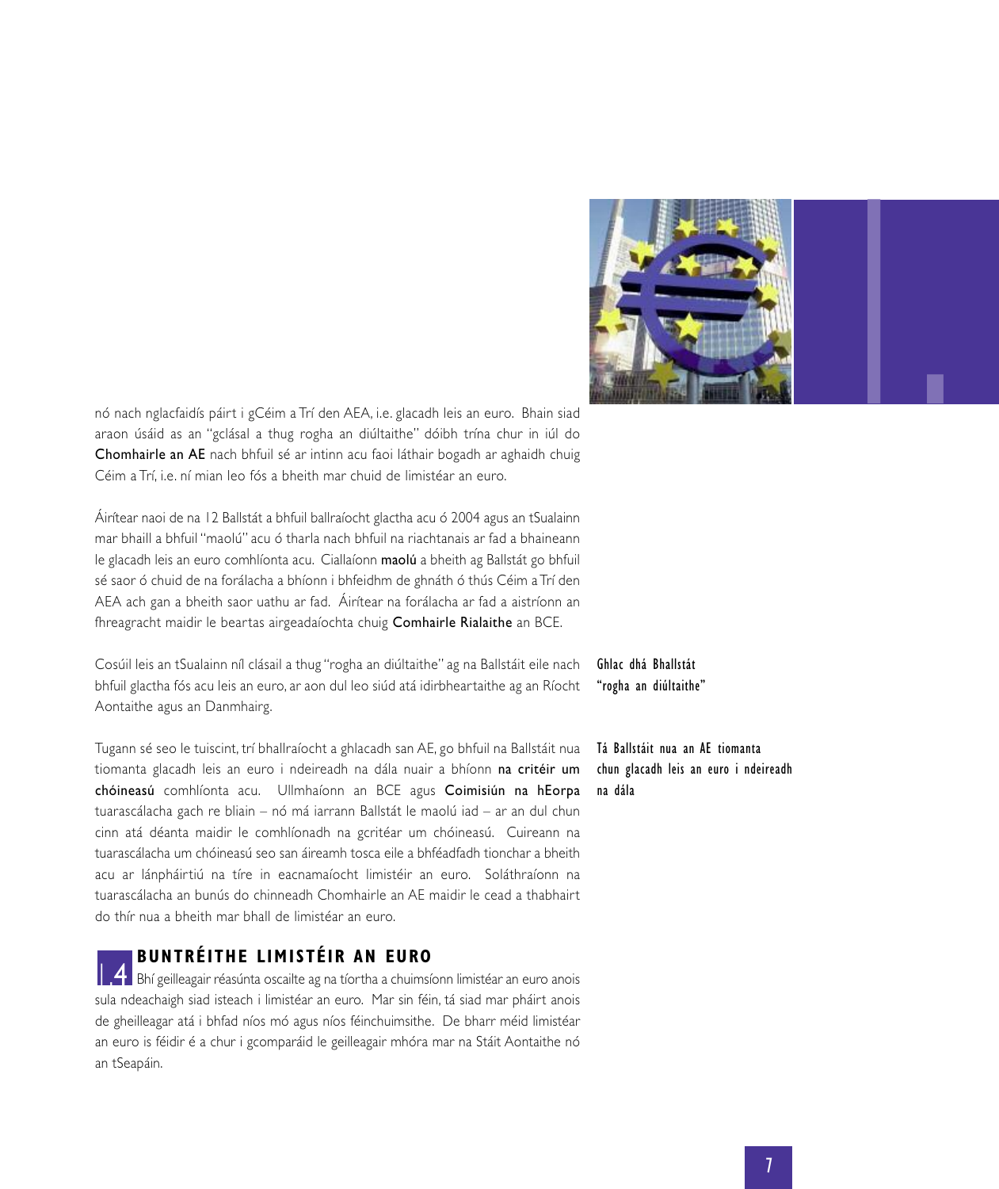nó nach nglacfaidís páirt i gCéim a Trí den AEA, i.e. glacadh leis an euro. Bhain siad araon úsáid as an "gclásal a thug rogha an diúltaithe" dóibh trína chur in iúl do **Chomhairle an AE** nach bhfuil sé ar intinn acu faoi láthair bogadh ar aghaidh chuig Céim a Trí, i.e. ní mian leo fós a bheith mar chuid de limistéar an euro.

Áirítear naoi de na 12 Ballstát a bhfuil ballraíocht glactha acu ó 2004 agus an tSualainn mar bhaill a bhfuil "maolú" acu ó tharla nach bhfuil na riachtanais ar fad a bhaineann le glacadh leis an euro comhlíonta acu. Ciallaíonn **maolú** a bheith ag Ballstát go bhfuil sé saor ó chuid de na forálacha a bhíonn i bhfeidhm de ghnáth ó thús Céim a Trí den AEA ach gan a bheith saor uathu ar fad. Áirítear na forálacha ar fad a aistríonn an fhreagracht maidir le beartas airgeadaíochta chuig **Comhairle Rialaithe** an BCE.

Ghlac dhá Bhallstát "rogha an diúltaithe"

Cosúil leis an tSualainn níl clásail a thug "rogha an diúltaithe" ag na Ballstáit eile nach bhfuil glactha fós acu leis an euro, ar aon dul leo siúd atá idirbheartaithe ag an Ríocht Aontaithe agus an Danmhairg.

Tá Ballstáit nua an AE tiomanta chun glacadh leis an euro i ndeireadh na dála

Tugann sé seo le tuiscint, trí bhallraíocht a ghlacadh san AE, go bhfuil na Ballstáit nua tiomanta glacadh leis an euro i ndeireadh na dála nuair a bhíonn **na critéir um chóineasú** comhlíonta acu. Ullmhaíonn an BCE agus **Coimisiún na hEorpa** tuarascálacha gach re bliain – nó má iarrann Ballstát le maolú iad – ar an dul chun cinn atá déanta maidir le comhlíonadh na gcritéar um chóineasú. Cuireann na tuarascálacha um chóineasú seo san áireamh tosca eile a bhféadfadh tionchar a bheith acu ar lánpháirtiú na tíre in eacnamaíocht limistéir an euro. Soláthraíonn na tuarascálacha an bunús do chinneadh Chomhairle an AE maidir le cead a thabhairt do thír nua a bheith mar bhall de limistéar an euro.

## 1.4 BUNTRÉITHE LIMISTÉIR AN EURO

Bhí geilleagair réasúnta oscailte ag na tíortha a chuimsíonn limistéar an euro anois sula ndeachaigh siad isteach i limistéar an euro. Mar sin féin, tá siad mar pháirt anois de gheilleagar atá i bhfad níos mó agus níos féinchuimsithe. De bharr méid limistéar an euro is féidir é a chur i gcomparáid le geilleagair mhóra mar na Stáit Aontaithe nó an tSeapáin.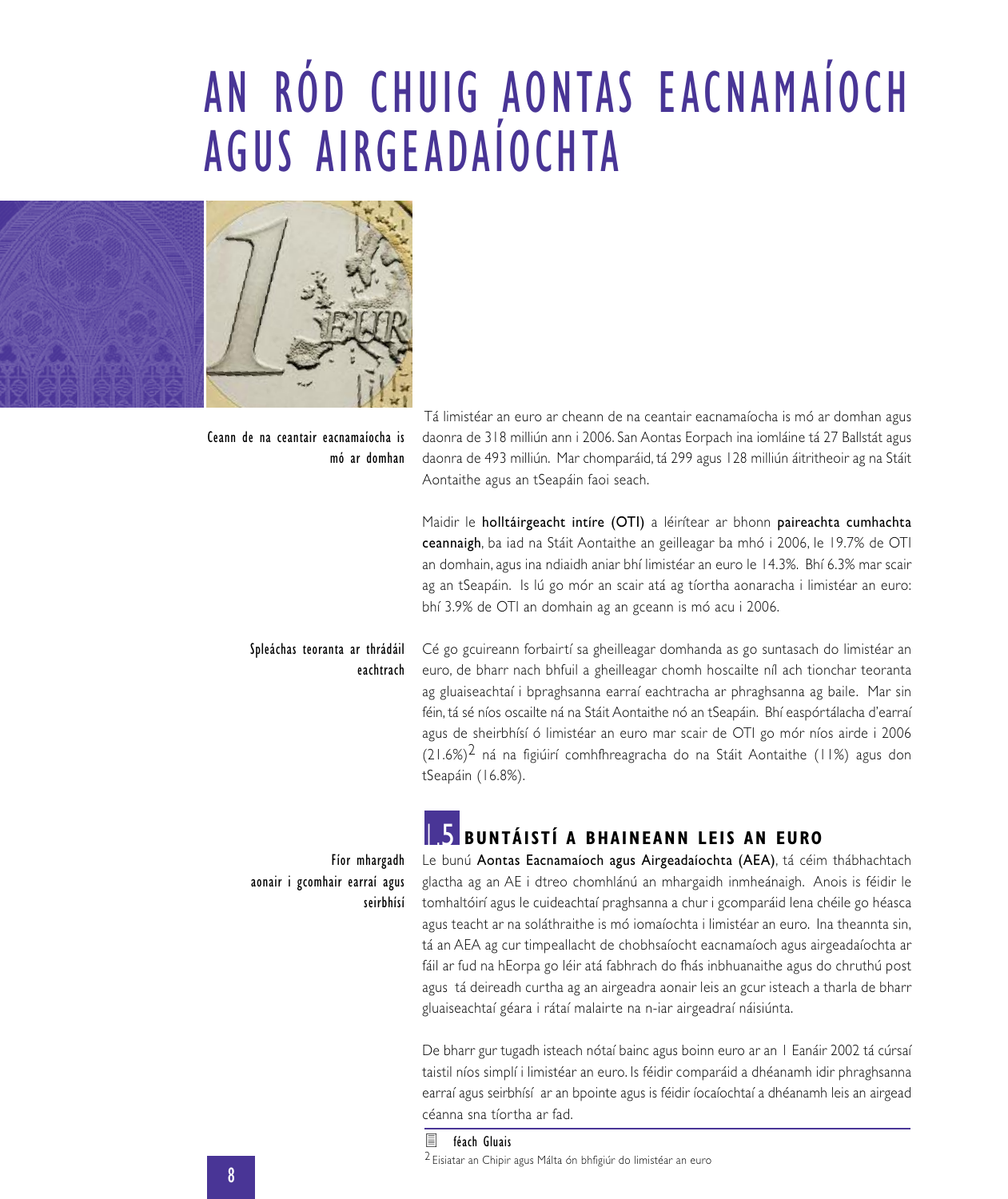# AN RÓD CHUIG AONTAS EACNAMAÍOCH AGUS AIRGEADAÍOCHTA

Ceann de na ceantair eacnamaíocha is mó ar domhan

Tá limistéar an euro ar cheann de na ceantair eacnamaíocha is mó ar domhan agus daonra de 318 milliún ann i 2006. San Aontas Eorpach ina iomláine tá 27 Ballstát agus daonra de 493 milliún. Mar chomparáid, tá 299 agus 128 milliún áitritheoir ag na Stáit Aontaithe agus an tSeapáin faoi seach.

Maidir le **holltáirgeacht intíre (OTI)** a léirítear ar bhonn **paireachta cumhachta ceannaigh**, ba iad na Stáit Aontaithe an geilleagar ba mhó i 2006, le 19.7% de OTI an domhain, agus ina ndiaidh aniar bhí limistéar an euro le 14.3%. Bhí 6.3% mar scair ag an tSeapáin. Is lú go mór an scair atá ag tíortha aonaracha i limistéar an euro: bhí 3.9% de OTI an domhain ag an gceann is mó acu i 2006.

Spleáchas teoranta ar thrádáil eachtrach

Cé go gcuireann forbairtí sa gheilleagar domhanda as go suntasach do limistéar an euro, de bharr nach bhfuil a gheilleagar chomh hoscailte níl ach tionchar teoranta ag gluaiseachtaí i bpraghsanna earraí eachtracha ar phraghsanna ag baile. Mar sin féin, tá sé níos oscailte ná na Stáit Aontaithe nó an tSeapáin. Bhí easpórtálacha d'earraí agus de sheirbhísí ó limistéar an euro mar scair de OTI go mór níos airde i 2006 (21.6%)[2] ná na figiúirí comhfhreagracha do na Stáit Aontaithe (11%) agus don tSeapáin (16.8%).

## 1.5 BUNTÁISTÍ A BHAINEANN LEIS AN EURO

Fíor mhargadh aonair i gcomhair earraí agus seirbhísí

Le bunú **Aontas Eacnamaíoch agus Airgeadaíochta (AEA)**, tá céim thábhachtach glactha ag an AE i dtreo chomhlánú an mhargaidh inmheánaigh. Anois is féidir le tomhaltóirí agus le cuideachtaí praghsanna a chur i gcomparáid lena chéile go héasca agus teacht ar na soláthraithe is mó iomaíochta i limistéar an euro. Ina theannta sin, tá an AEA ag cur timpeallacht de chobhsaíocht eacnamaíoch agus airgeadaíochta ar fáil ar fud na hEorpa go léir atá fabhrach do fhás inbhuanaithe agus do chruthú post agus tá deireadh curtha ag an airgeadra aonair leis an gcur isteach a tharla de bharr gluaiseachtaí géara i rátaí malairte na n-iar airgeadraí náisiúnta.

De bharr gur tugadh isteach nótaí bainc agus boinn euro ar an 1 Eanáir 2002 tá cúrsaí taistil níos simplí i limistéar an euro. Is féidir comparáid a dhéanamh idir phraghsanna earraí agus seirbhísí ar an bpointe agus is féidir íocaíochtaí a dhéanamh leis an airgead céanna sna tíortha ar fad.

féach Gluais

[2] Eisiatar an Chipir agus Málta ón bhfigiúr do limistéar an euro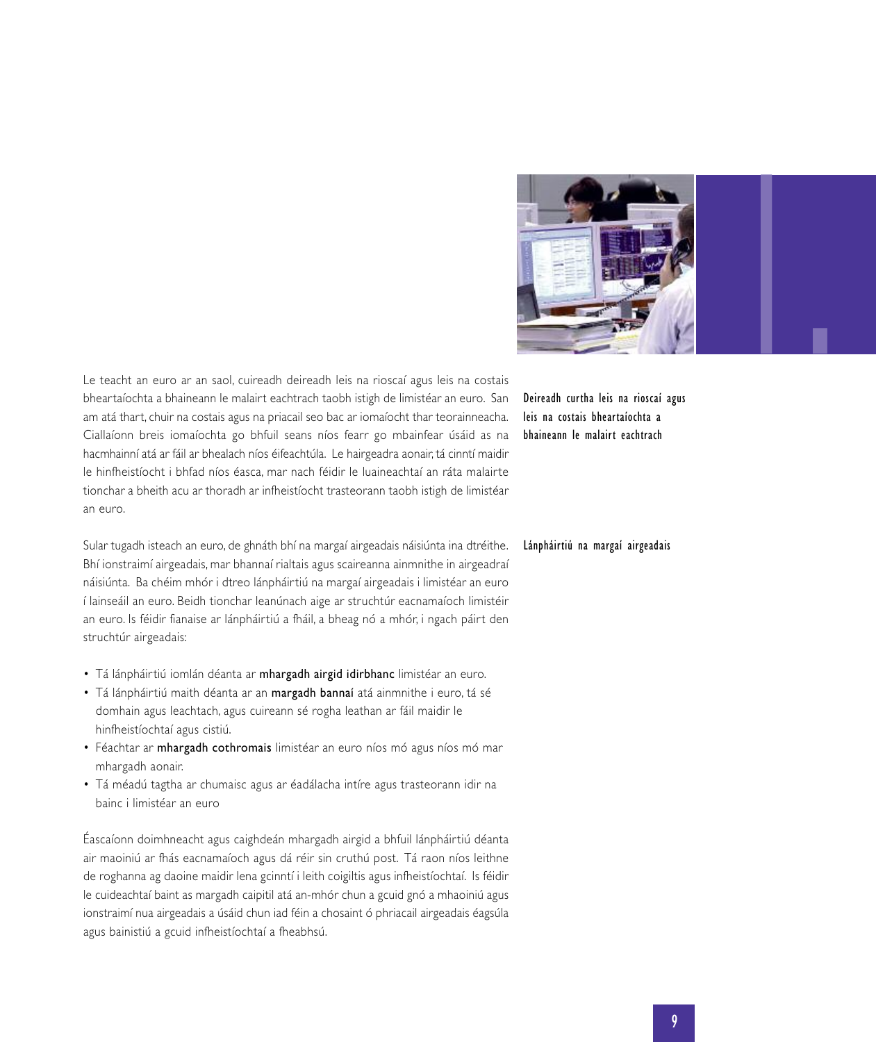**Deireadh curtha leis na rioscaí agus leis na costais bheartaíochta a bhaineann le malairt eachtrach**

Le teacht an euro ar an saol, cuireadh deireadh leis na rioscaí agus leis na costais bheartaíochta a bhaineann le malairt eachtrach taobh istigh de limistéar an euro. San am atá thart, chuir na costais agus na priacail seo bac ar iomaíocht thar teorainneacha. Ciallaíonn breis iomaíochta go bhfuil seans níos fearr go mbainfear úsáid as na hacmhainní atá ar fáil ar bhealach níos éifeachtúla. Le hairgeadra aonair, tá cinntí maidir le hinfheistíocht i bhfad níos éasca, mar nach féidir le luaineachtaí an ráta malairte tionchar a bheith acu ar thoradh ar infheistíocht trasteorann taobh istigh de limistéar an euro.

**Lánpháirtiú na margaí airgeadais**

Sular tugadh isteach an euro, de ghnáth bhí na margaí airgeadais náisiúnta ina dtréithe. Bhí ionstraimí airgeadais, mar bhannaí rialtais agus scaireanna ainmnithe in airgeadraí náisiúnta. Ba chéim mhór i dtreo lánpháirtiú na margaí airgeadais i limistéar an euro í lainseáil an euro. Beidh tionchar leanúnach aige ar struchtúr eacnamaíoch limistéir an euro. Is féidir fianaise ar lánpháirtiú a fháil, a bheag nó a mhór, i ngach páirt den struchtúr airgeadais:

- Tá lánpháirtiú iomlán déanta ar **mhargadh airgid idirbhanc** limistéar an euro.
- Tá lánpháirtiú maith déanta ar an **margadh bannaí** atá ainmnithe i euro, tá sé domhain agus leachtach, agus cuireann sé rogha leathan ar fáil maidir le hinfheistíochtaí agus cistiú.
- Féachtar ar **mhargadh cothromais** limistéar an euro níos mó agus níos mó mar mhargadh aonair.
- Tá méadú tagtha ar chumaisc agus ar éadálacha intíre agus trasteorann idir na bainc i limistéar an euro

Éascaíonn doimhneacht agus caighdeán mhargadh airgid a bhfuil lánpháirtiú déanta air maoiniú ar fhás eacnamaíoch agus dá réir sin cruthú post. Tá raon níos leithne de roghanna ag daoine maidir lena gcinntí i leith coigiltis agus infheistíochtaí. Is féidir le cuideachtaí baint as margadh caipitil atá an-mhór chun a gcuid gnó a mhaoiniú agus ionstraimí nua airgeadais a úsáid chun iad féin a chosaint ó phriacail airgeadais éagsúla agus bainistiú a gcuid infheistíochtaí a fheabhsú.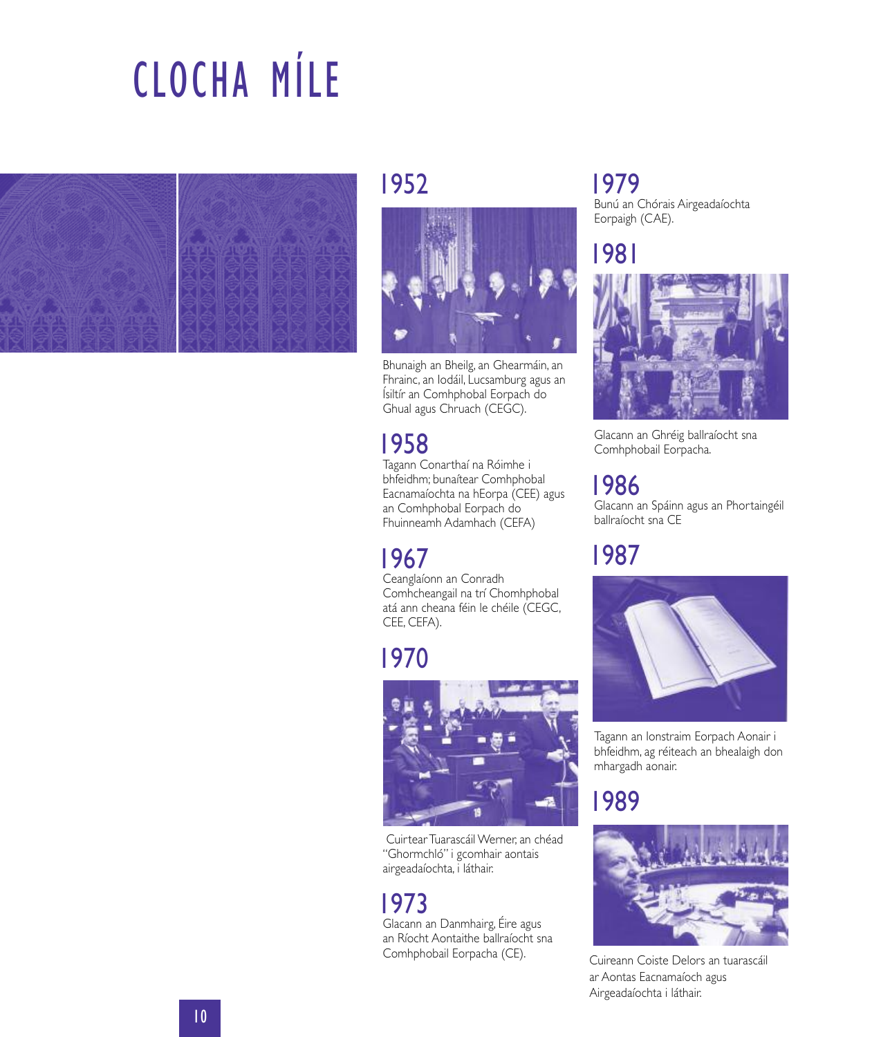# CLOCHA MÍLE

## 1952

Bhunaigh an Bheilg, an Ghearmáin, an Fhrainc, an Iodáil, Lucsamburg agus an Ísiltír an Comhphobal Eorpach do Ghual agus Chruach (CEGC).

## 1958

Tagann Conarthaí na Róimhe i bhfeidhm; bunaítear Comhphobal Eacnamaíochta na hEorpa (CEE) agus an Comhphobal Eorpach do Fhuinneamh Adamhach (CEFA)

## 1967

Ceanglaíonn an Conradh Comhcheangail na trí Chomhphobal atá ann cheana féin le chéile (CEGC, CEE, CEFA).

## 1970

Cuirtear Tuarascáil Werner, an chéad "Ghormchló" i gcomhair aontais airgeadaíochta, i láthair.

## 1973

Glacann an Danmhairg, Éire agus an Ríocht Aontaithe ballraíocht sna Comhphobail Eorpacha (CE).

## 1979

Bunú an Chórais Airgeadaíochta Eorpaigh (CAE).

## 1981

Glacann an Ghréig ballraíocht sna Comhphobail Eorpacha.

## 1986

Glacann an Spáinn agus an Phortaingéil ballraíocht sna CE

## 1987

Tagann an Ionstraim Eorpach Aonair i bhfeidhm, ag réiteach an bhealaigh don mhargadh aonair.

## 1989

Cuireann Coiste Delors an tuarascáil ar Aontas Eacnamaíoch agus Airgeadaíochta i láthair.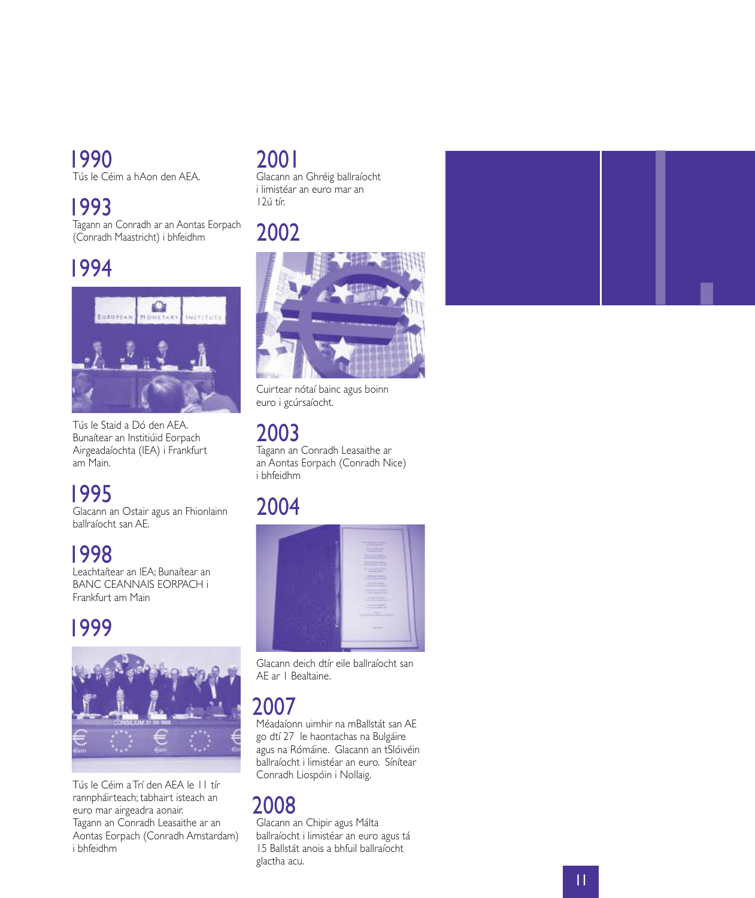## 1990

Tús le Céim a hAon den AEA.

## 1993

Tagann an Conradh ar an Aontas Eorpach (Conradh Maastricht) i bhfeidhm

## 1994

Tús le Staid a Dó den AEA. Bunaítear an Institiúid Eorpach Airgeadaíochta (IEA) i Frankfurt am Main.

## 1995

Glacann an Ostair agus an Fhionlainn ballraíocht san AE.

## 1998

Leachtaítear an IEA; Bunaítear an BANC CEANNAIS EORPACH i Frankfurt am Main

## 1999

Tús le Céim a Trí den AEA le 11 tír rannpháirteach; tabhairt isteach an euro mar airgeadra aonair. Tagann an Conradh Leasaithe ar an Aontas Eorpach (Conradh Amstardam) i bhfeidhm

## 2001

Glacann an Ghréig ballraíocht i limistéar an euro mar an 12ú tír.

## 2002

Cuirtear nótaí bainc agus boinn euro i gcúrsaíocht.

## 2003

Tagann an Conradh Leasaithe ar an Aontas Eorpach (Conradh Nice) i bhfeidhm

## 2004

Glacann deich dtír eile ballraíocht san AE ar 1 Bealtaine.

## 2007

Méadaíonn uimhir na mBallstát san AE go dtí 27 le haontachas na Bulgáire agus na Rómáine. Glacann an tSlóivéin ballraíocht i limistéar an euro. Sínítear Conradh Liospóin i Nollaig.

## 2008

Glacann an Chipir agus Málta ballraíocht i limistéar an euro agus tá 15 Ballstát anois a bhfuil ballraíocht glactha acu.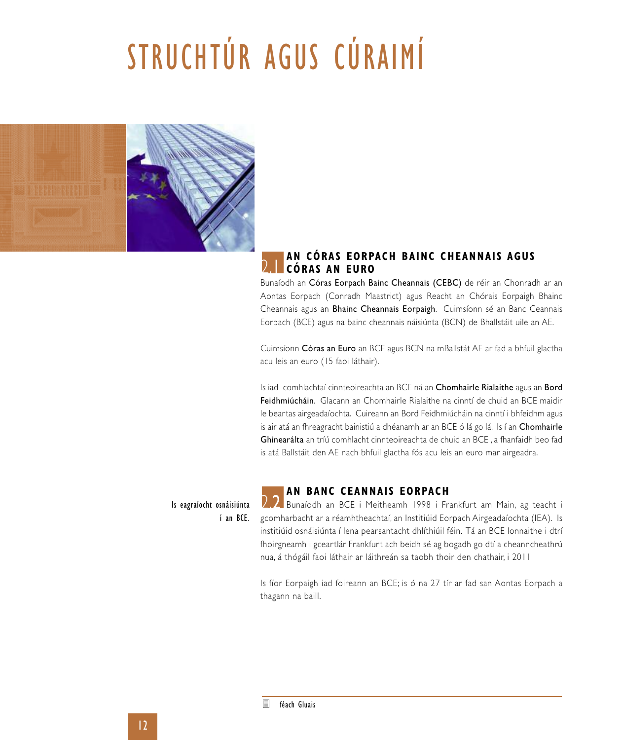# STRUCHTÚR AGUS CÚRAIMÍ

## 2.1 AN CÓRAS EORPACH BAINC CHEANNAIS AGUS CÓRAS AN EURO

Bunaíodh an **Córas Eorpach Bainc Cheannais (CEBC)** de réir an Chonradh ar an Aontas Eorpach (Conradh Maastrict) agus Reacht an Chórais Eorpaigh Bhainc Cheannais agus an **Bhainc Cheannais Eorpaigh**. Cuimsíonn sé an Banc Ceannais Eorpach (BCE) agus na bainc cheannais náisiúnta (BCN) de Bhallstáit uile an AE.

Cuimsíonn **Córas an Euro** an BCE agus BCN na mBallstát AE ar fad a bhfuil glactha acu leis an euro (15 faoi láthair).

Is iad comhlachtaí cinnteoireachta an BCE ná an **Chomhairle Rialaithe** agus an **Bord Feidhmiúcháin**. Glacann an Chomhairle Rialaithe na cinntí de chuid an BCE maidir le beartas airgeadaíochta. Cuireann an Bord Feidhmiúcháin na cinntí i bhfeidhm agus is air atá an fhreagracht bainistiú a dhéanamh ar an BCE ó lá go lá. Is í an **Chomhairle Ghinearálta** an tríú comhlacht cinnteoireachta de chuid an BCE , a fhanfaidh beo fad is atá Ballstáit den AE nach bhfuil glactha fós acu leis an euro mar airgeadra.

## 2.2 AN BANC CEANNAIS EORPACH

Is eagraíocht osnáisiúnta í an BCE.

Bunaíodh an BCE i Meitheamh 1998 i Frankfurt am Main, ag teacht i gcomharbacht ar a réamhtheachtaí, an Institiúid Eorpach Airgeadaíochta (IEA). Is institiúid osnáisiúnta í lena pearsantacht dhlíthiúil féin. Tá an BCE lonnaithe i dtrí fhoirgneamh i gceartlár Frankfurt ach beidh sé ag bogadh go dtí a cheanncheathrú nua, á thógáil faoi láthair ar láithreán sa taobh thoir den chathair, i 2011

Is fíor Eorpaigh iad foireann an BCE; is ó na 27 tír ar fad san Aontas Eorpach a thagann na baill.

féach Gluais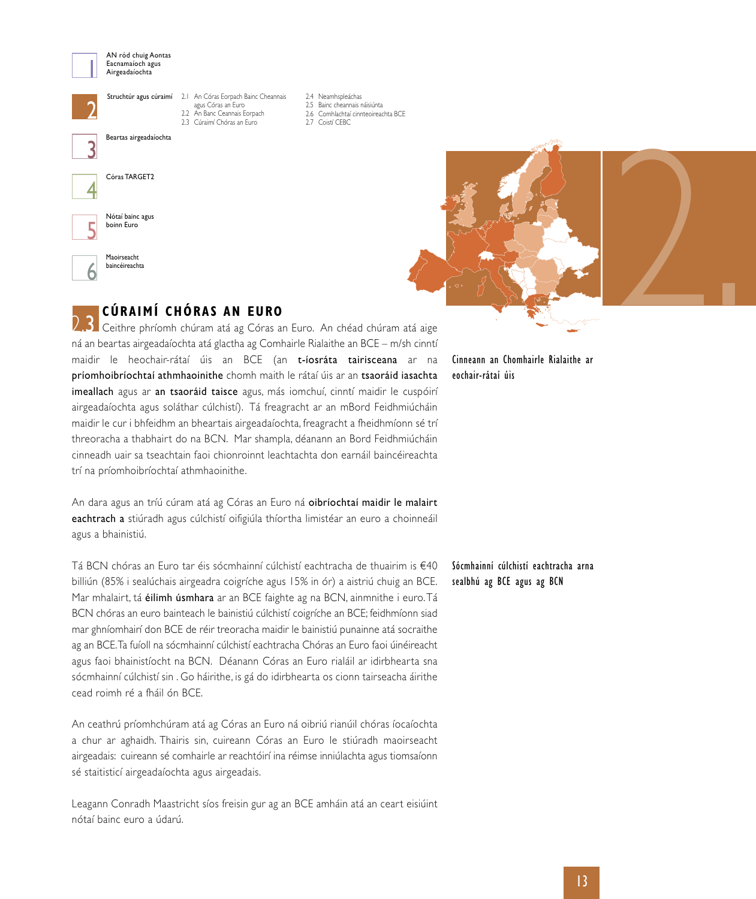## 2.3 CÚRAIMÍ CHÓRAS AN EURO

Ceithre phríomh chúram atá ag Córas an Euro. An chéad chúram atá aige ná an beartas airgeadaíochta atá glactha ag Comhairle Rialaithe an BCE – m/sh cinntí maidir le heochair-rátaí úis an BCE (an **t-íosráta tairisceana** ar na **príomhoibríochtaí athmhaoinithe** chomh maith le rátaí úis ar an **tsaoráid iasachta imeallach** agus ar **an tsaoráid taisce** agus, más iomchuí, cinntí maidir le cuspóirí airgeadaíochta agus soláthar cúlchistí). Tá freagracht ar an mBord Feidhmiúcháin maidir le cur i bhfeidhm an bheartais airgeadaíochta, freagracht a fheidhmíonn sé trí threoracha a thabhairt do na BCN. Mar shampla, déanann an Bord Feidhmiúcháin cinneadh uair sa tseachtain faoi chionroinnt leachtachta don earnáil baincéireachta trí na príomhoibríochtaí athmhaoinithe.

Cinneann an Chomhairle Rialaithe ar eochair-rátaí úis

An dara agus an tríú cúram atá ag Córas an Euro ná **oibríochtaí maidir le malairt eachtrach a** stiúradh agus cúlchistí oifigiúla thíortha limistéar an euro a choinneáil agus a bhainistiú.

Tá BCN chóras an Euro tar éis sócmhainní cúlchistí eachtracha de thuairim is €40 billiún (85% i sealúchais airgeadra coigríche agus 15% in ór) a aistriú chuig an BCE. Mar mhalairt, tá **éilimh úsmhara** ar an BCE faighte ag na BCN, ainmnithe i euro. Tá BCN chóras an euro bainteach le bainistiú cúlchistí coigríche an BCE; feidhmíonn siad mar ghníomhairí don BCE de réir treoracha maidir le bainistiú punainne atá socraithe ag an BCE. Ta fuíoll na sócmhainní cúlchistí eachtracha Chóras an Euro faoi úinéireacht agus faoi bhainistíocht na BCN. Déanann Córas an Euro rialáil ar idirbhearta sna sócmhainní cúlchistí sin . Go háirithe, is gá do idirbhearta os cionn tairseacha áirithe cead roimh ré a fháil ón BCE.

Sócmhainní cúlchistí eachtracha arna sealbhú ag BCE agus ag BCN

An ceathrú príomhchúram atá ag Córas an Euro ná oibriú rianúil chóras íocaíochta a chur ar aghaidh. Thairis sin, cuireann Córas an Euro le stiúradh maoirseacht airgeadais: cuireann sé comhairle ar reachtóirí ina réimse inniúlachta agus tiomsaíonn sé staitisticí airgeadaíochta agus airgeadais.

Leagann Conradh Maastricht síos freisin gur ag an BCE amháin atá an ceart eisiúint nótaí bainc euro a údarú.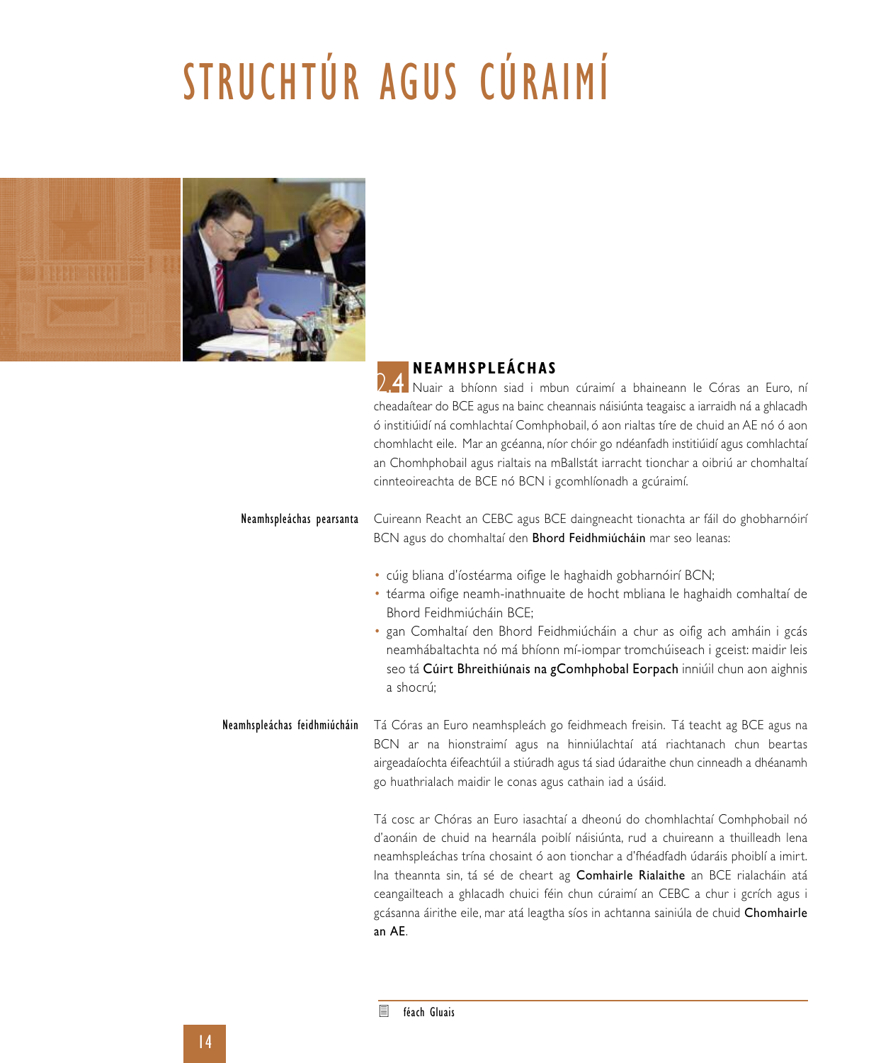# STRUCHTÚR AGUS CÚRAIMÍ

## 2.4 NEAMHSPLEÁCHAS

Nuair a bhíonn siad i mbun cúraimí a bhaineann le Córas an Euro, ní cheadaítear do BCE agus na bainc cheannais náisiúnta teagaisc a iarraidh ná a ghlacadh ó institiúidí ná comhlachtaí Comhphobail, ó aon rialtas tíre de chuid an AE nó ó aon chomhlacht eile. Mar an gcéanna, níor chóir go ndéanfadh institiúidí agus comhlachtaí an Chomhphobail agus rialtais na mBallstát iarracht tionchar a oibriú ar chomhaltaí cinnteoireachta de BCE nó BCN i gcomhlíonadh a gcúraimí.

**Neamhspleáchas pearsanta**

Cuireann Reacht an CEBC agus BCE daingneacht tionachta ar fáil do ghobharnóirí BCN agus do chomhaltaí den **Bhord Feidhmiúcháin** mar seo leanas:

- cúig bliana d'íostéarma oifige le haghaidh gobharnóirí BCN;
- téarma oifige neamh-inathnuaite de hocht mbliana le haghaidh comhaltaí de Bhord Feidhmiúcháin BCE;
- gan Comhaltaí den Bhord Feidhmiúcháin a chur as oifig ach amháin i gcás neamhábaltachta nó má bhíonn mí-iompar tromchúiseach i gceist: maidir leis seo tá **Cúirt Bhreithiúnais na gComhphobal Eorpach** inniúil chun aon aighnis a shocrú;

**Neamhspleáchas feidhmiúcháin**

Tá Córas an Euro neamhspleách go feidhmeach freisin. Tá teacht ag BCE agus na BCN ar na hionstraimí agus na hinniúlachtaí atá riachtanach chun beartas airgeadaíochta éifeachtúil a stiúradh agus tá siad údaraithe chun cinneadh a dhéanamh go huathrialach maidir le conas agus cathain iad a úsáid.

Tá cosc ar Chóras an Euro iasachtaí a dheonú do chomhlachtaí Comhphobail nó d'aonáin de chuid na hearnála poiblí náisiúnta, rud a chuireann a thuilleadh lena neamhspleáchas trína chosaint ó aon tionchar a d'fhéadfadh údaráis phoiblí a imirt. Ina theannta sin, tá sé de cheart ag **Comhairle Rialaithe** an BCE rialacháin atá ceangailteach a ghlacadh chuici féin chun cúraimí an CEBC a chur i gcrích agus i gcásanna áirithe eile, mar atá leagtha síos in achtanna sainiúla de chuid **Chomhairle an AE**.

féach Gluais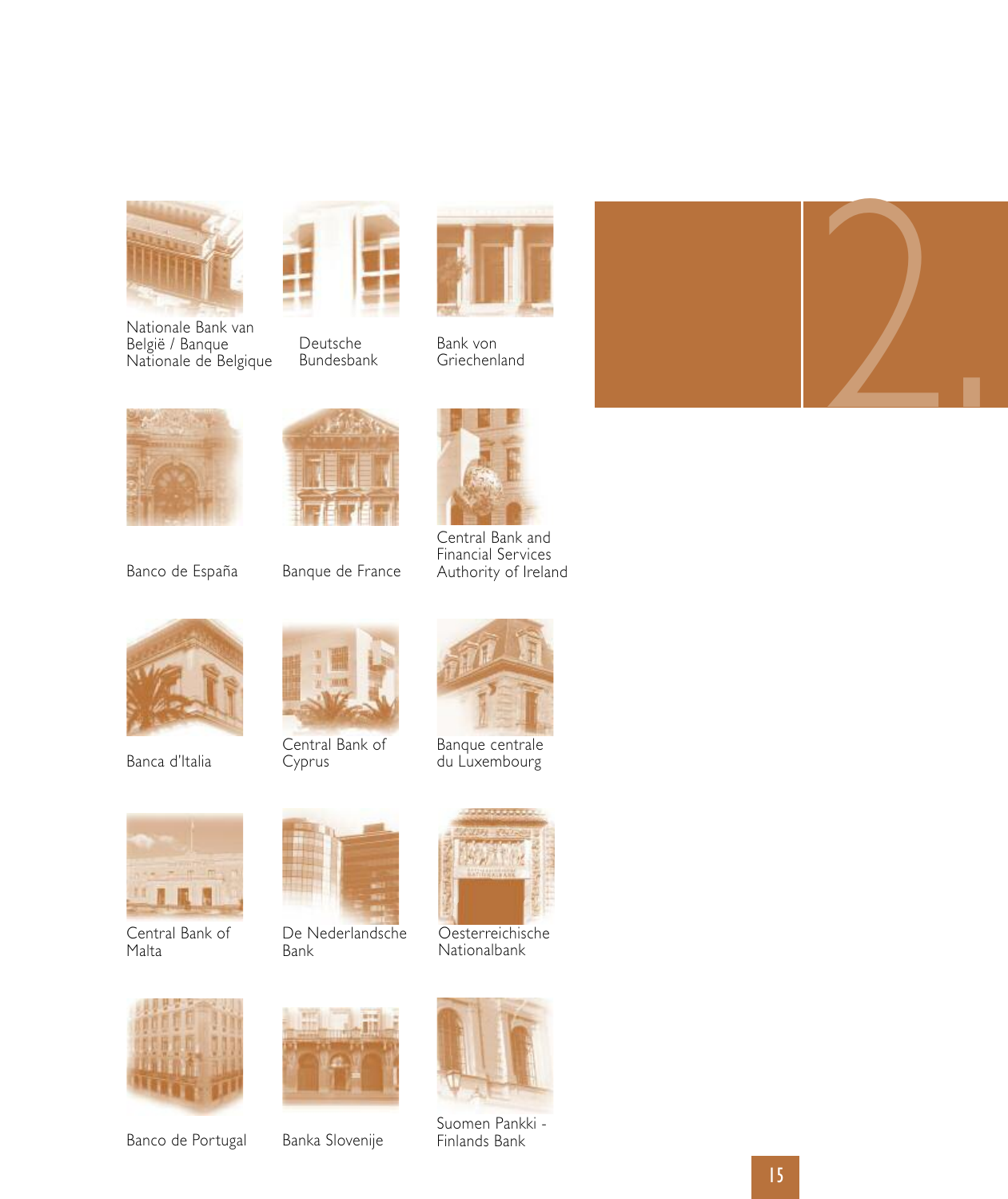Nationale Bank van België / Banque Nationale de Belgique

Deutsche Bundesbank

Bank von Griechenland

Banco de España

Banque de France

Central Bank and Financial Services Authority of Ireland

Banca d'Italia

Central Bank of Cyprus

Banque centrale du Luxembourg

Central Bank of Malta

De Nederlandsche Bank

Oesterreichische Nationalbank

Banco de Portugal

Banka Slovenije

Suomen Pankki - Finlands Bank

# 2.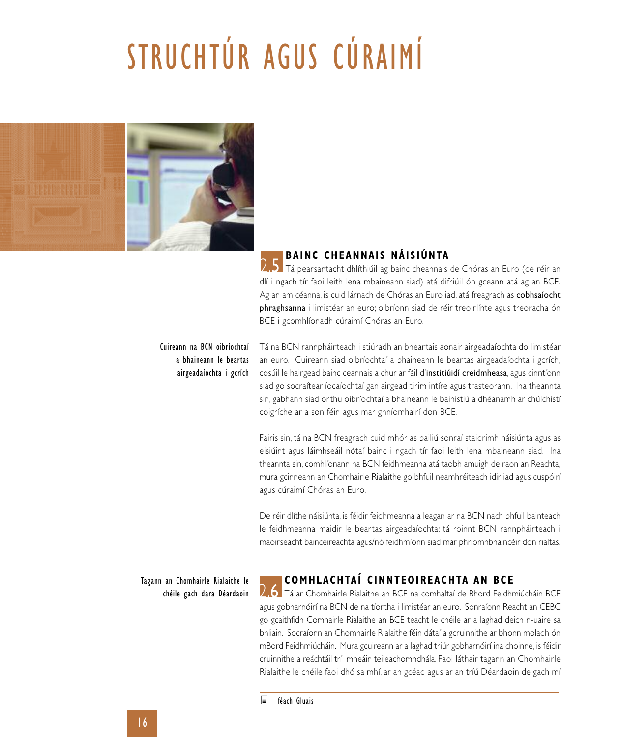# STRUCHTÚR AGUS CÚRAIMÍ

## 2.5 BAINC CHEANNAIS NÁISIÚNTA

Tá pearsantacht dhlíthiúil ag bainc cheannais de Chóras an Euro (de réir an dlí i ngach tír faoi leith lena mbaineann siad) atá difriúil ón gceann atá ag an BCE. Ag an am céanna, is cuid lárnach de Chóras an Euro iad, atá freagrach as **cobhsaíocht phraghsanna** i limistéar an euro; oibríonn siad de réir treoirlínte agus treoracha ón BCE i gcomhlíonadh cúraimí Chóras an Euro.

Cuireann na BCN oibríochtaí a bhaineann le beartas airgeadaíochta i gcrích

Tá na BCN rannpháirteach i stiúradh an bheartais aonair airgeadaíochta do limistéar an euro. Cuireann siad oibríochtaí a bhaineann le beartas airgeadaíochta i gcrích, cosúil le hairgead bainc ceannais a chur ar fáil d'**institiúidí creidmheasa**, agus cinntíonn siad go socraítear íocaíochtaí gan airgead tirim intíre agus trasteorann. Ina theannta sin, gabhann siad orthu oibríochtaí a bhaineann le bainistiú a dhéanamh ar chúlchistí coigríche ar a son féin agus mar ghníomhairí don BCE.

Fairis sin, tá na BCN freagrach cuid mhór as bailiú sonraí staidrimh náisiúnta agus as eisiúint agus láimhseáil nótaí bainc i ngach tír faoi leith lena mbaineann siad. Ina theannta sin, comhlíonann na BCN feidhmeanna atá taobh amuigh de raon an Reachta, mura gcinneann an Chomhairle Rialaithe go bhfuil neamhréiteach idir iad agus cuspóirí agus cúraimí Chóras an Euro.

De réir dlíthe náisiúnta, is féidir feidhmeanna a leagan ar na BCN nach bhfuil bainteach le feidhmeanna maidir le beartas airgeadaíochta: tá roinnt BCN rannpháirteach i maoirseacht baincéireachta agus/nó feidhmíonn siad mar phríomhbhaincéir don rialtas.

## 2.6 COMHLACHTAÍ CINNTEOIREACHTA AN BCE

Tagann an Chomhairle Rialaithe le chéile gach dara Déardaoin

Tá ar Chomhairle Rialaithe an BCE na comhaltaí de Bhord Feidhmiúcháin BCE agus gobharnóirí na BCN de na tíortha i limistéar an euro. Sonraíonn Reacht an CEBC go gcaithfidh Comhairle Rialaithe an BCE teacht le chéile ar a laghad deich n-uaire sa bhliain. Socraíonn an Chomhairle Rialaithe féin dátaí a gcruinnithe ar bhonn moladh ón mBord Feidhmiúcháin. Mura gcuireann ar a laghad triúr gobharnóirí ina choinne, is féidir cruinnithe a reáchtáil trí mheáin teileachomhdhála. Faoi láthair tagann an Chomhairle Rialaithe le chéile faoi dhó sa mhí, ar an gcéad agus ar an tríú Déardaoin de gach mí

féach Gluais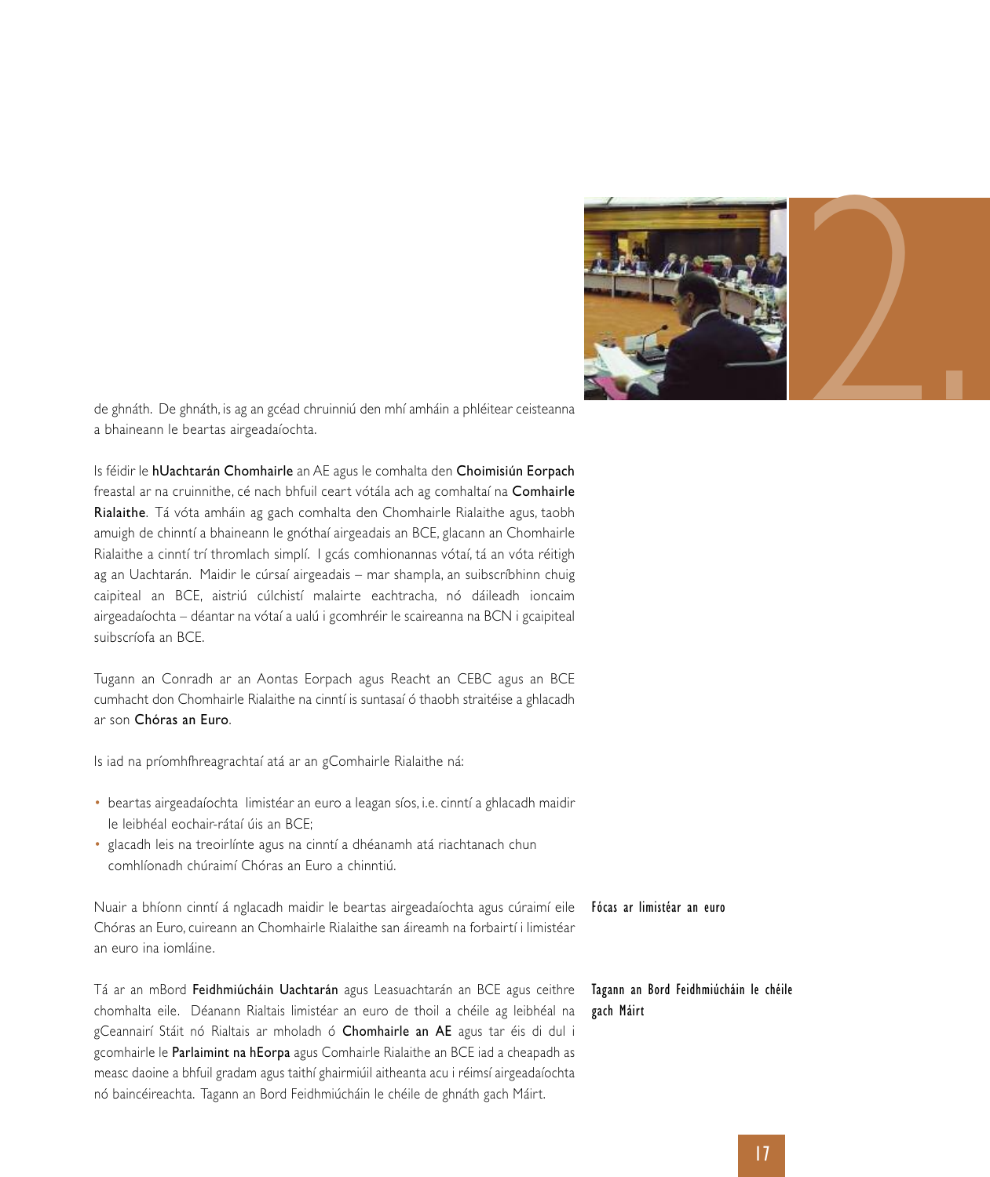de ghnáth. De ghnáth, is ag an gcéad chruinniú den mhí amháin a phléitear ceisteanna a bhaineann le beartas airgeadaíochta.

Is féidir le **hUachtarán Chomhairle** an AE agus le comhalta den **Choimisiún Eorpach** freastal ar na cruinnithe, cé nach bhfuil ceart vótála ach ag comhaltaí na **Comhairle Rialaithe**. Tá vóta amháin ag gach comhalta den Chomhairle Rialaithe agus, taobh amuigh de chinntí a bhaineann le gnóthaí airgeadais an BCE, glacann an Chomhairle Rialaithe a cinntí trí thromlach simplí. I gcás comhionannas vótaí, tá an vóta réitigh ag an Uachtarán. Maidir le cúrsaí airgeadais – mar shampla, an suibscríbhinn chuig caipiteal an BCE, aistriú cúlchistí malairte eachtracha, nó dáileadh ioncaim airgeadaíochta – déantar na vótaí a ualú i gcomhréir le scaireanna na BCN i gcaipiteal suibscríofa an BCE.

Tugann an Conradh ar an Aontas Eorpach agus Reacht an CEBC agus an BCE cumhacht don Chomhairle Rialaithe na cinntí is suntasaí ó thaobh straitéise a ghlacadh ar son **Chóras an Euro**.

Is iad na príomhfhreagrachtaí atá ar an gComhairle Rialaithe ná:

- beartas airgeadaíochta limistéar an euro a leagan síos, i.e. cinntí a ghlacadh maidir le leibhéal eochair-rátaí úis an BCE;
- glacadh leis na treoirlínte agus na cinntí a dhéanamh atá riachtanach chun comhlíonadh chúraimí Chóras an Euro a chinntiú.

**Fócas ar limistéar an euro**

Nuair a bhíonn cinntí á nglacadh maidir le beartas airgeadaíochta agus cúraimí eile Chóras an Euro, cuireann an Chomhairle Rialaithe san áireamh na forbairtí i limistéar an euro ina iomláine.

**Tagann an Bord Feidhmiúcháin le chéile gach Máirt**

Tá ar an mBord **Feidhmiúcháin Uachtarán** agus Leasuachtarán an BCE agus ceithre chomhalta eile. Déanann Rialtais limistéar an euro de thoil a chéile ag leibhéal na gCeannairí Stáit nó Rialtais ar mholadh ó **Chomhairle an AE** agus tar éis di dul i gcomhairle le **Parlaimint na hEorpa** agus Comhairle Rialaithe an BCE iad a cheapadh as measc daoine a bhfuil gradam agus taithí ghairmiúil aitheanta acu i réimsí airgeadaíochta nó baincéireachta. Tagann an Bord Feidhmiúcháin le chéile de ghnáth gach Máirt.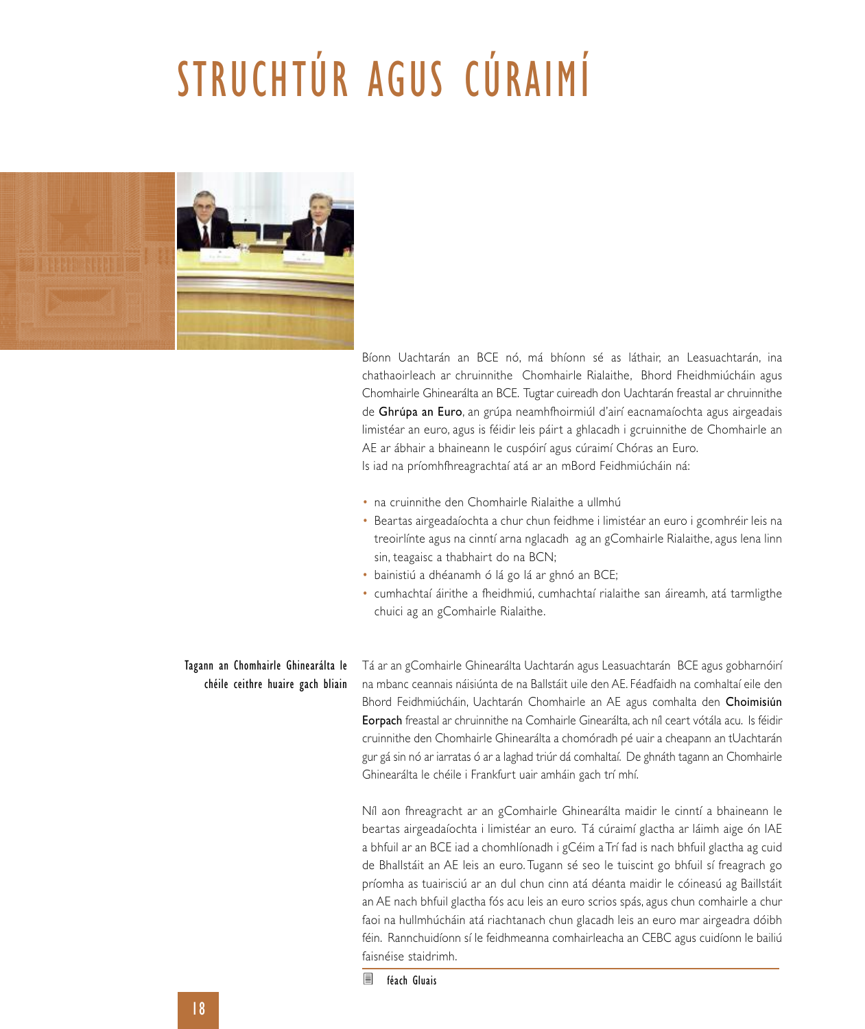# STRUCHTÚR AGUS CÚRAIMÍ

Bíonn Uachtarán an BCE nó, má bhíonn sé as láthair, an Leasuachtarán, ina chathaoirleach ar chruinnithe Chomhairle Rialaithe, Bhord Fheidhmiúcháin agus Chomhairle Ghinearálta an BCE. Tugtar cuireadh don Uachtarán freastal ar chruinnithe de **Ghrúpa an Euro**, an grúpa neamhfhoirmiúl d'airí eacnamaíochta agus airgeadais limistéar an euro, agus is féidir leis páirt a ghlacadh i gcruinnithe de Chomhairle an AE ar ábhair a bhaineann le cuspóirí agus cúraimí Chóras an Euro.

Is iad na príomhfhreagrachtaí atá ar an mBord Feidhmiúcháin ná:

- na cruinnithe den Chomhairle Rialaithe a ullmhú
- Beartas airgeadaíochta a chur chun feidhme i limistéar an euro i gcomhréir leis na treoirlínte agus na cinntí arna nglacadh ag an gComhairle Rialaithe, agus lena linn sin, teagaisc a thabhairt do na BCN;
- bainistiú a dhéanamh ó lá go lá ar ghnó an BCE;
- cumhachtaí áirithe a fheidhmiú, cumhachtaí rialaithe san áireamh, atá tarmligthe chuici ag an gComhairle Rialaithe.

Tagann an Chomhairle Ghinearálta le chéile ceithre huaire gach bliain

Tá ar an gComhairle Ghinearálta Uachtarán agus Leasuachtarán BCE agus gobharnóirí na mbanc ceannais náisiúnta de na Ballstáit uile den AE. Féadfaidh na comhaltaí eile den Bhord Feidhmiúcháin, Uachtarán Chomhairle an AE agus comhalta den **Choimisiún Eorpach** freastal ar chruinnithe na Comhairle Ginearálta, ach níl ceart vótála acu. Is féidir cruinnithe den Chomhairle Ghinearálta a chomóradh pé uair a cheapann an tUachtarán gur gá sin nó ar iarratas ó ar a laghad triúr dá comhaltaí. De ghnáth tagann an Chomhairle Ghinearálta le chéile i Frankfurt uair amháin gach trí mhí.

Níl aon fhreagracht ar an gComhairle Ghinearálta maidir le cinntí a bhaineann le beartas airgeadaíochta i limistéar an euro. Tá cúraimí glactha ar láimh aige ón IAE a bhfuil ar an BCE iad a chomhlíonadh i gCéim a Trí fad is nach bhfuil glactha ag cuid de Bhallstáit an AE leis an euro. Tugann sé seo le tuiscint go bhfuil sí freagrach go príomha as tuairisciú ar an dul chun cinn atá déanta maidir le cóineasú ag Baillstáit an AE nach bhfuil glactha fós acu leis an euro scrios spás, agus chun comhairle a chur faoi na hullmhúcháin atá riachtanach chun glacadh leis an euro mar airgeadra dóibh féin. Rannchuidíonn sí le feidhmeanna comhairleacha an CEBC agus cuidíonn le bailiú faisnéise staidrimh.

féach Gluais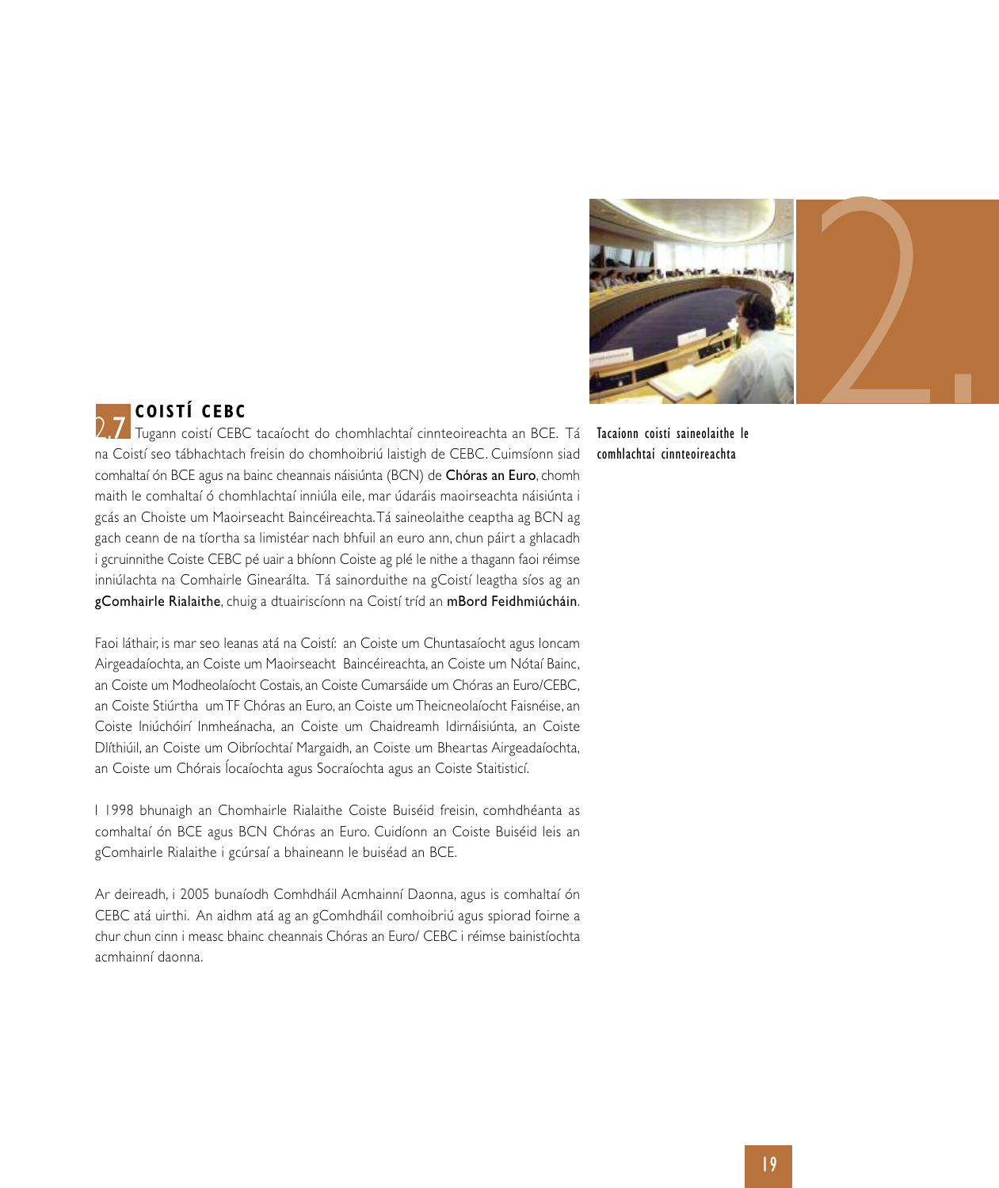## 2.7 COISTÍ CEBC

Tugann coistí CEBC tacaíocht do chomhlachtaí cinnteoireachta an BCE. Tá na Coistí seo tábhachtach freisin do chomhoibriú laistigh de CEBC. Cuimsíonn siad comhaltaí ón BCE agus na bainc cheannais náisiúnta (BCN) de **Chóras an Euro**, chomh maith le comhaltaí ó chomhlachtaí inniúla eile, mar údaráis maoirseachta náisiúnta i gcás an Choiste um Maoirseacht Baincéireachta. Tá saineolaithe ceaptha ag BCN ag gach ceann de na tíortha sa limistéar nach bhfuil an euro ann, chun páirt a ghlacadh i gcruinnithe Coiste CEBC pé uair a bhíonn Coiste ag plé le nithe a thagann faoi réimse inniúlachta na Comhairle Ginearálta. Tá sainorduithe na gCoistí leagtha síos ag an **gComhairle Rialaithe**, chuig a dtuairiscíonn na Coistí tríd an **mBord Feidhmiúcháin**.

Tacaíonn coistí saineolaithe le comhlachtaí cinnteoireachta

Faoi láthair, is mar seo leanas atá na Coistí: an Coiste um Chuntasaíocht agus Ioncam Airgeadaíochta, an Coiste um Maoirseacht Baincéireachta, an Coiste um Nótaí Bainc, an Coiste um Modheolaíocht Costais, an Coiste Cumarsáide um Chóras an Euro/CEBC, an Coiste Stiúrtha um TF Chóras an Euro, an Coiste um Theicneolaíocht Faisnéise, an Coiste Iniúchóirí Inmheánacha, an Coiste um Chaidreamh Idirnáisiúnta, an Coiste Dlíthiúil, an Coiste um Oibríochtaí Margaidh, an Coiste um Bheartas Airgeadaíochta, an Coiste um Chórais Íocaíochta agus Socraíochta agus an Coiste Staitisticí.

I 1998 bhunaigh an Chomhairle Rialaithe Coiste Buiséid freisin, comhdhéanta as comhaltaí ón BCE agus BCN Chóras an Euro. Cuidíonn an Coiste Buiséid leis an gComhairle Rialaithe i gcúrsaí a bhaineann le buiséad an BCE.

Ar deireadh, i 2005 bunaíodh Comhdháil Acmhainní Daonna, agus is comhaltaí ón CEBC atá uirthi. An aidhm atá ag an gComhdháil comhoibriú agus spiorad foirne a chur chun cinn i measc bhainc cheannais Chóras an Euro/ CEBC i réimse bainistíochta acmhainní daonna.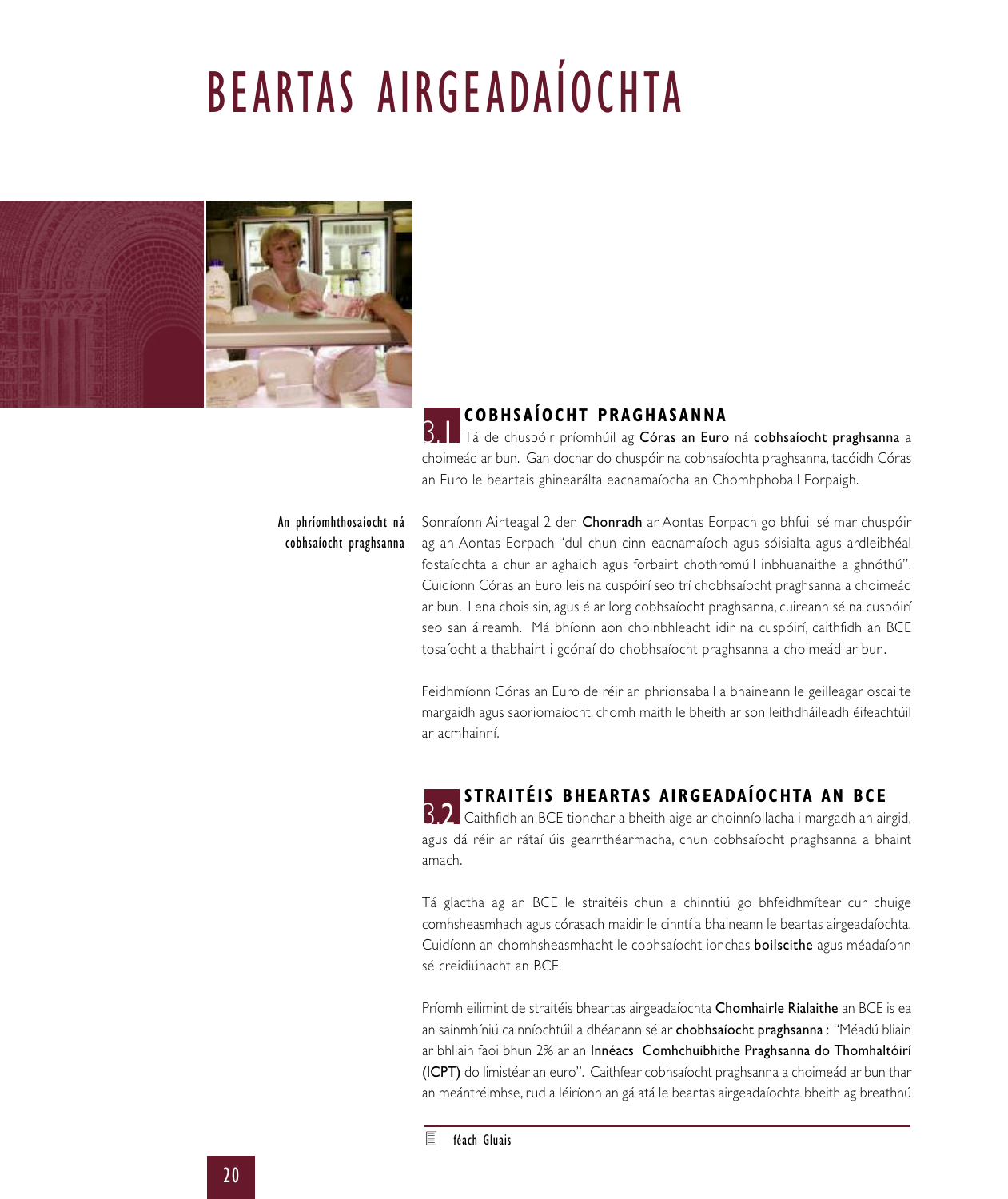# BEARTAS AIRGEADAÍOCHTA

## 3.1 COBHSAÍOCHT PRAGHASANNA

Tá de chuspóir príomhúil ag **Córas an Euro** ná **cobhsaíocht praghsanna** a choimeád ar bun. Gan dochar do chuspóir na cobhsaíochta praghsanna, tacóidh Córas an Euro le beartais ghinearálta eacnamaíocha an Chomhphobail Eorpaigh.

**An phríomhthosaíocht ná cobhsaíocht praghsanna**

Sonraíonn Airteagal 2 den **Chonradh** ar Aontas Eorpach go bhfuil sé mar chuspóir ag an Aontas Eorpach "dul chun cinn eacnamaíoch agus sóisialta agus ardleibhéal fostaíochta a chur ar aghaidh agus forbairt chothromúil inbhuanaithe a ghnóthú". Cuidíonn Córas an Euro leis na cuspóirí seo trí chobhsaíocht praghsanna a choimeád ar bun. Lena chois sin, agus é ar lorg cobhsaíocht praghsanna, cuireann sé na cuspóirí seo san áireamh. Má bhíonn aon choinbhleacht idir na cuspóirí, caithfidh an BCE tosaíocht a thabhairt i gcónaí do chobhsaíocht praghsanna a choimeád ar bun.

Feidhmíonn Córas an Euro de réir an phrionsabail a bhaineann le geilleagar oscailte margaidh agus saoriomaíocht, chomh maith le bheith ar son leithdháileadh éifeachtúil ar acmhainní.

## 3.2 STRAITÉIS BHEARTAS AIRGEADAÍOCHTA AN BCE

Caithfidh an BCE tionchar a bheith aige ar choinníollacha i margadh an airgid, agus dá réir ar rátaí úis gearrthéarmacha, chun cobhsaíocht praghsanna a bhaint amach.

Tá glactha ag an BCE le straitéis chun a chinntiú go bhfeidhmítear cur chuige comhsheasmhach agus córasach maidir le cinntí a bhaineann le beartas airgeadaíochta. Cuidíonn an chomhsheasmhacht le cobhsaíocht ionchas **boilscithe** agus méadaíonn sé creidiúnacht an BCE.

Príomh eilimint de straitéis bheartas airgeadaíochta **Chomhairle Rialaithe** an BCE is ea an sainmhíniú cainníochtúil a dhéanann sé ar **chobhsaíocht praghsanna** : "Méadú bliain ar bhliain faoi bhun 2% ar an **Innéacs Comhchuibhithe Praghsanna do Thomhaltóirí (ICPT)** do limistéar an euro". Caithfear cobhsaíocht praghsanna a choimeád ar bun thar an meántréimhse, rud a léiríonn an gá atá le beartas airgeadaíochta bheith ag breathnú

féach Gluais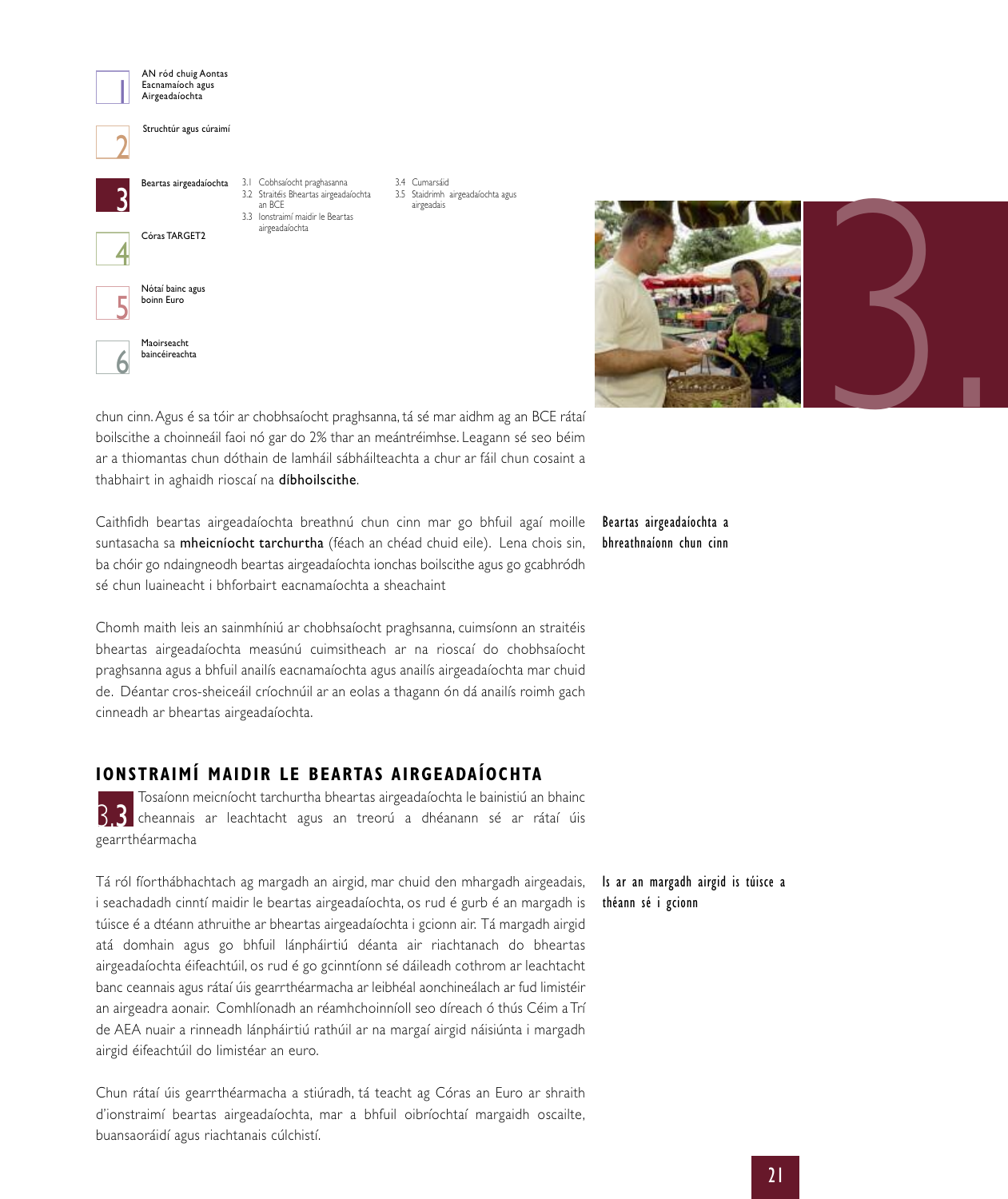chun cinn. Agus é sa tóir ar chobhsaíocht praghsanna, tá sé mar aidhm ag an BCE rátaí boilscithe a choinneáil faoi nó gar do 2% thar an meántréimhse. Leagann sé seo béim ar a thiomantas chun dóthain de lamháil sábháilteachta a chur ar fáil chun cosaint a thabhairt in aghaidh rioscaí na **díbhoilscithe**.

**Beartas airgeadaíochta a bhreathnaíonn chun cinn**

Caithfidh beartas airgeadaíochta breathnú chun cinn mar go bhfuil agaí moille suntasacha sa **mheicníocht tarchurtha** (féach an chéad chuid eile). Lena chois sin, ba chóir go ndaingneodh beartas airgeadaíochta ionchas boilscithe agus go gcabhródh sé chun luaineacht i bhforbairt eacnamaíochta a sheachaint

Chomh maith leis an sainmhíniú ar chobhsaíocht praghsanna, cuimsíonn an straitéis bheartas airgeadaíochta measúnú cuimsitheach ar na rioscaí do chobhsaíocht praghsanna agus a bhfuil anailís eacnamaíochta agus anailís airgeadaíochta mar chuid de. Déantar cros-sheiceáil críochnúil ar an eolas a thagann ón dá anailís roimh gach cinneadh ar bheartas airgeadaíochta.

## IONSTRAIMÍ MAIDIR LE BEARTAS AIRGEADAÍOCHTA

3.3 Tosaíonn meicníocht tarchurtha bheartas airgeadaíochta le bainistiú an bhainc cheannais ar leachtacht agus an treorú a dhéanann sé ar rátaí úis gearrthéarmacha

**Is ar an margadh airgid is túisce a théann sé i gcionn**

Tá ról fíorthábhachtach ag margadh an airgid, mar chuid den mhargadh airgeadais, i seachadadh cinntí maidir le beartas airgeadaíochta, os rud é gurb é an margadh is túisce é a dtéann athruithe ar bheartas airgeadaíochta i gcionn air. Tá margadh airgid atá domhain agus go bhfuil lánpháirtiú déanta air riachtanach do bheartas airgeadaíochta éifeachtúil, os rud é go gcinntíonn sé dáileadh cothrom ar leachtacht banc ceannais agus rátaí úis gearrthéarmacha ar leibhéal aonchineálach ar fud limistéir an airgeadra aonair. Comhlíonadh an réamhchoinníoll seo díreach ó thús Céim a Trí de AEA nuair a rinneadh lánpháirtiú rathúil ar na margaí airgid náisiúnta i margadh airgid éifeachtúil do limistéar an euro.

Chun rátaí úis gearrthéarmacha a stiúradh, tá teacht ag Córas an Euro ar shraith d'ionstraimí beartas airgeadaíochta, mar a bhfuil oibríochtaí margaidh oscailte, buansaoráidí agus riachtanais cúlchistí.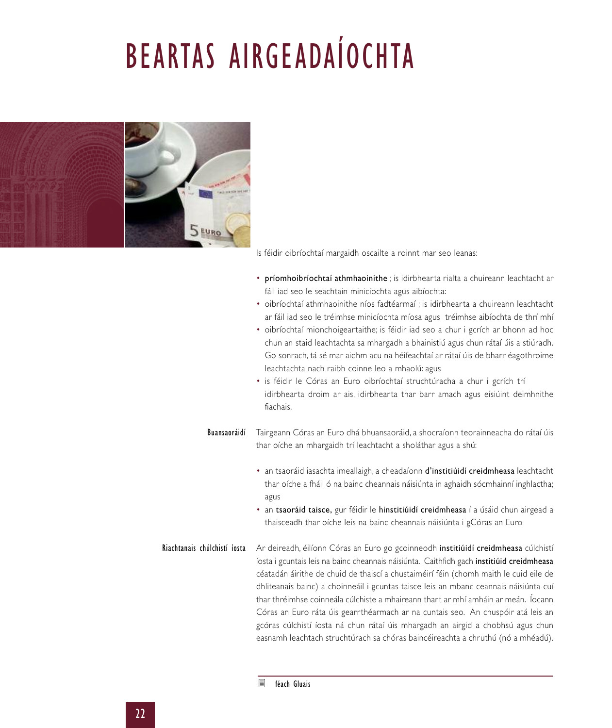# BEARTAS AIRGEADAÍOCHTA

Is féidir oibríochtaí margaidh oscailte a roinnt mar seo leanas:

- **príomhoibríochtaí athmhaoinithe** ; is idirbhearta rialta a chuireann leachtacht ar fáil iad seo le seachtain minicíochta agus aibíochta:
- oibríochtaí athmhaoinithe níos fadtéarmaí ; is idirbhearta a chuireann leachtacht ar fáil iad seo le tréimhse minicíochta míosa agus tréimhse aibíochta de thrí mhí
- oibríochtaí mionchoigeartaithe; is féidir iad seo a chur i gcrích ar bhonn ad hoc chun an staid leachtachta sa mhargadh a bhainistiú agus chun rátaí úis a stiúradh. Go sonrach, tá sé mar aidhm acu na héifeachtaí ar rátaí úis de bharr éagothroime leachtachta nach raibh coinne leo a mhaolú: agus
- is féidir le Córas an Euro oibríochtaí struchtúracha a chur i gcrích trí idirbhearta droim ar ais, idirbhearta thar barr amach agus eisiúint deimhnithe fiachais.

**Buansaoráidí**

Tairgeann Córas an Euro dhá bhuansaoráid, a shocraíonn teorainneacha do rátaí úis thar oíche an mhargaidh trí leachtacht a sholáthar agus a shú:

- an tsaoráid iasachta imeallaigh, a cheadaíonn **d'institiúidí creidmheasa** leachtacht thar oíche a fháil ó na bainc cheannais náisiúnta in aghaidh sócmhainní inghlactha; agus
- an **tsaoráid taisce,** gur féidir le **hinstitiúidí creidmheasa** í a úsáid chun airgead a thaisceadh thar oíche leis na bainc cheannais náisiúnta i gCóras an Euro

**Riachtanais chúlchistí íosta**

Ar deireadh, éilíonn Córas an Euro go gcoinneodh **institiúidí creidmheasa** cúlchistí íosta i gcuntais leis na bainc cheannais náisiúnta. Caithfidh gach **institiúid creidmheasa** céatadán áirithe de chuid de thaiscí a chustaiméirí féin (chomh maith le cuid eile de dhliteanais bainc) a choinneáil i gcuntas taisce leis an mbanc ceannais náisiúnta cuí thar thréimhse coinneála cúlchiste a mhaireann thart ar mhí amháin ar meán. Íocann Córas an Euro ráta úis gearrthéarmach ar na cuntais seo. An chuspóir atá leis an gcóras cúlchistí íosta ná chun rátaí úis mhargadh an airgid a chobhsú agus chun easnamh leachtach struchtúrach sa chóras baincéireachta a chruthú (nó a mhéadú).

féach Gluais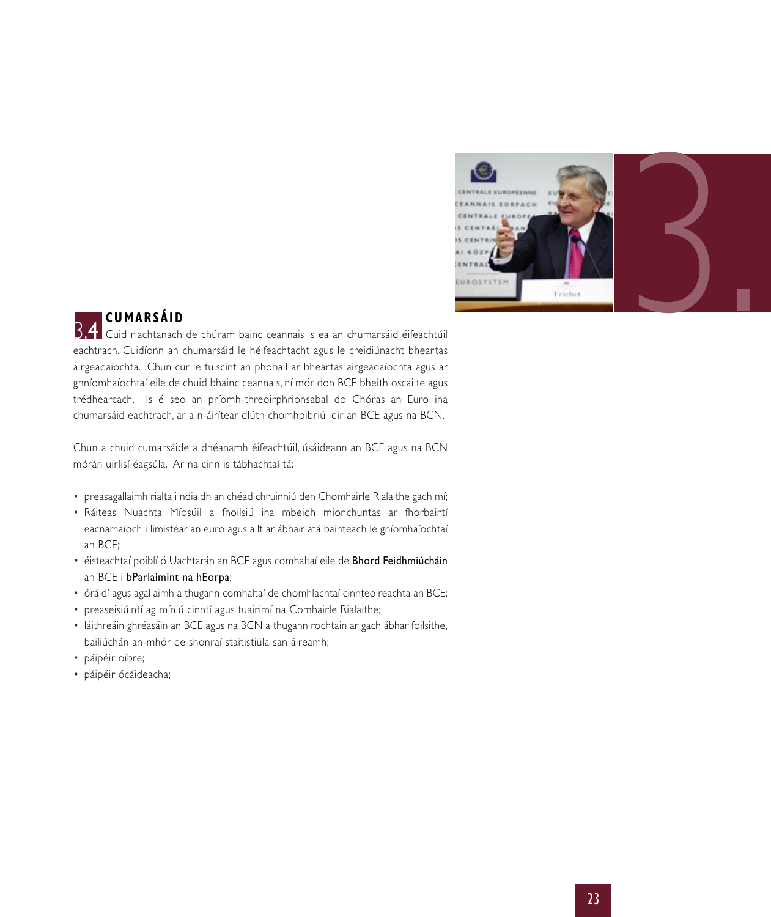## 3.4 CUMARSÁID

Cuid riachtanach de chúram bainc ceannais is ea an chumarsáid éifeachtúil eachtrach. Cuidíonn an chumarsáid le héifeachtacht agus le creidiúnacht bheartas airgeadaíochta. Chun cur le tuiscint an phobail ar bheartas airgeadaíochta agus ar ghníomhaíochtaí eile de chuid bhainc ceannais, ní mór don BCE bheith oscailte agus trédhearcach. Is é seo an príomh-threoirphrionsabal do Chóras an Euro ina chumarsáid eachtrach, ar a n-áirítear dlúth chomhoibriú idir an BCE agus na BCN.

Chun a chuid cumarsáide a dhéanamh éifeachtúil, úsáideann an BCE agus na BCN mórán uirlisí éagsúla. Ar na cinn is tábhachtaí tá:

- preasagallaimh rialta i ndiaidh an chéad chruinniú den Chomhairle Rialaithe gach mí;
- Ráiteas Nuachta Míosúil a fhoilsiú ina mbeidh mionchuntas ar fhorbairtí eacnamaíoch i limistéar an euro agus ailt ar ábhair atá bainteach le gníomhaíochtaí an BCE;
- éisteachtaí poiblí ó Uachtarán an BCE agus comhaltaí eile de **Bhord Feidhmiúcháin** an BCE i **bParlaimint na hEorpa**;
- óráidí agus agallaimh a thugann comhaltaí de chomhlachtaí cinnteoireachta an BCE:
- preaseisiúintí ag míniú cinntí agus tuairimí na Comhairle Rialaithe;
- láithreáin ghréasáin an BCE agus na BCN a thugann rochtain ar gach ábhar foilsithe, bailiúchán an-mhór de shonraí staitistiúla san áireamh;
- páipéir oibre;
- páipéir ócáideacha;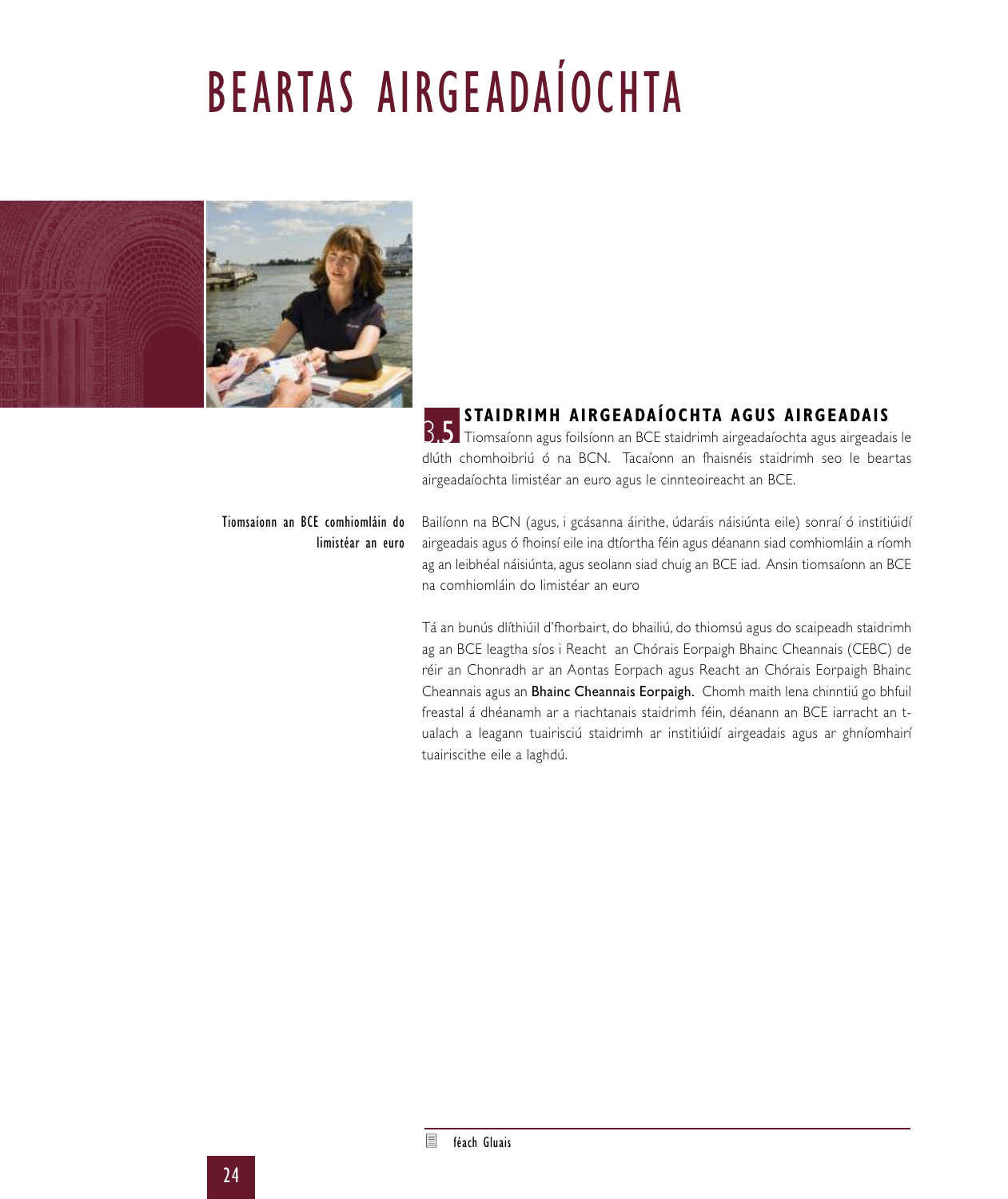# BEARTAS AIRGEADAÍOCHTA

## 3.5 STAIDRIMH AIRGEADAÍOCHTA AGUS AIRGEADAIS

Tiomsaíonn agus foilsíonn an BCE staidrimh airgeadaíochta agus airgeadais le dlúth chomhoibriú ó na BCN. Tacaíonn an fhaisnéis staidrimh seo le beartas airgeadaíochta limistéar an euro agus le cinnteoireacht an BCE.

*Tiomsaíonn an BCE comhiomláin do limistéar an euro*

Bailíonn na BCN (agus, i gcásanna áirithe, údaráis náisiúnta eile) sonraí ó institiúidí airgeadais agus ó fhoinsí eile ina dtíortha féin agus déanann siad comhiomláin a ríomh ag an leibhéal náisiúnta, agus seolann siad chuig an BCE iad. Ansin tiomsaíonn an BCE na comhiomláin do limistéar an euro

Tá an bunús dlíthiúil d'fhorbairt, do bhailiú, do thiomsú agus do scaipeadh staidrimh ag an BCE leagtha síos i Reacht an Chórais Eorpaigh Bhainc Cheannais (CEBC) de réir an Chonradh ar an Aontas Eorpach agus Reacht an Chórais Eorpaigh Bhainc Cheannais agus an **Bhainc Cheannais Eorpaigh.** Chomh maith lena chinntiú go bhfuil freastal á dhéanamh ar a riachtanais staidrimh féin, déanann an BCE iarracht an t-ualach a leagann tuairisciú staidrimh ar institiúidí airgeadais agus ar ghníomhairí tuairiscithe eile a laghdú.

féach Gluais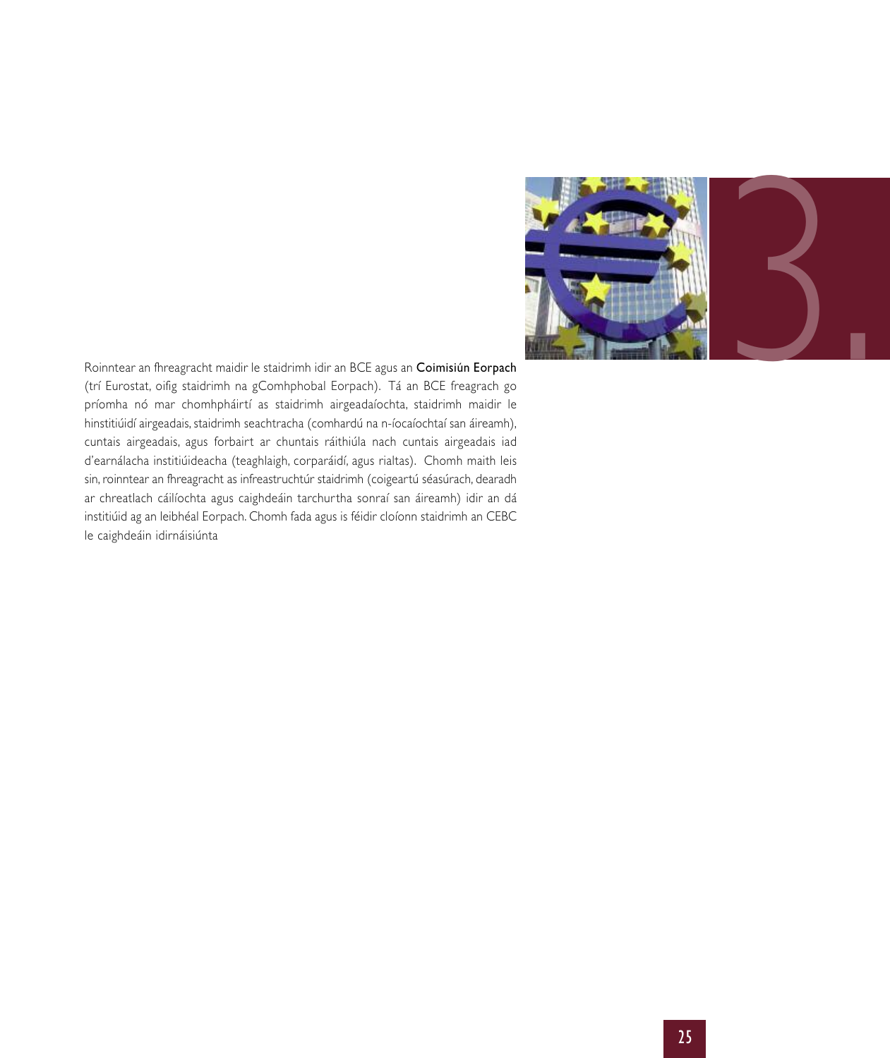Roinntear an fhreagracht maidir le staidrimh idir an BCE agus an **Coimisiún Eorpach** (trí Eurostat, oifig staidrimh na gComhphobal Eorpach). Tá an BCE freagrach go príomha nó mar chomhpháirtí as staidrimh airgeadaíochta, staidrimh maidir le hinstitiúidí airgeadais, staidrimh seachtracha (comhardú na n-íocaíochtaí san áireamh), cuntais airgeadais, agus forbairt ar chuntais ráithiúla nach cuntais airgeadais iad d'earnálacha institiúideacha (teaghlaigh, corparáidí, agus rialtas). Chomh maith leis sin, roinntear an fhreagracht as infreastruchtúr staidrimh (coigeartú séasúrach, dearadh ar chreatlach cáilíochta agus caighdeáin tarchurtha sonraí san áireamh) idir an dá institiúid ag an leibhéal Eorpach. Chomh fada agus is féidir cloíonn staidrimh an CEBC le caighdeáin idirnáisiúnta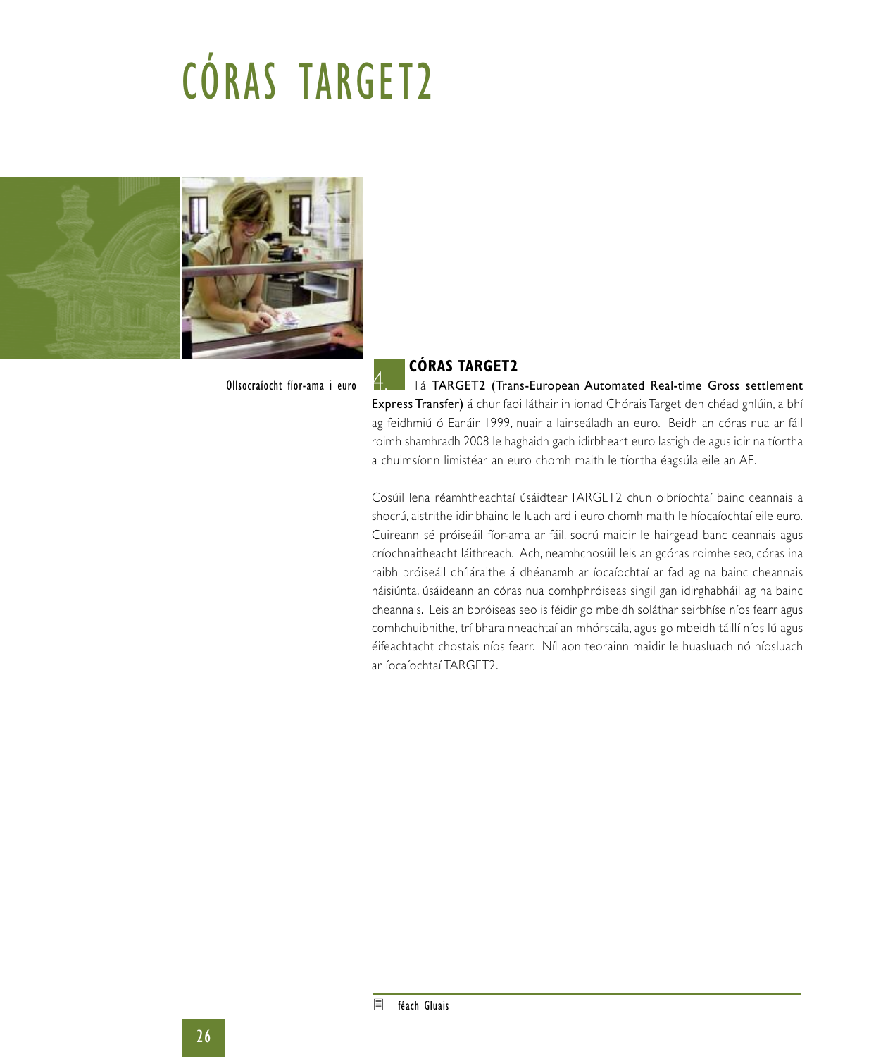# CÓRAS TARGET2

Ollsocraíocht fíor-ama i euro

## 4. CÓRAS TARGET2

Tá **TARGET2 (Trans-European Automated Real-time Gross settlement Express Transfer)** á chur faoi láthair in ionad Chórais Target den chéad ghlúin, a bhí ag feidhmiú ó Eanáir 1999, nuair a lainseáladh an euro. Beidh an córas nua ar fáil roimh shamhradh 2008 le haghaidh gach idirbheart euro lastigh de agus idir na tíortha a chuimsíonn limistéar an euro chomh maith le tíortha éagsúla eile an AE.

Cosúil lena réamhtheachtaí úsáidtear TARGET2 chun oibríochtaí bainc ceannais a shocrú, aistrithe idir bhainc le luach ard i euro chomh maith le híocaíochtaí eile euro. Cuireann sé próiseáil fíor-ama ar fáil, socrú maidir le hairgead banc ceannais agus críochnaitheacht láithreach. Ach, neamhchosúil leis an gcóras roimhe seo, córas ina raibh próiseáil dhíláraithe á dhéanamh ar íocaíochtaí ar fad ag na bainc cheannais náisiúnta, úsáideann an córas nua comhphróiseas singil gan idirghabháil ag na bainc cheannais. Leis an bpróiseas seo is féidir go mbeidh soláthar seirbhíse níos fearr agus comhchuibhithe, trí bharainneachtaí an mhórscála, agus go mbeidh táillí níos lú agus éifeachtacht chostais níos fearr. Níl aon teorainn maidir le huasluach nó híosluach ar íocaíochtaí TARGET2.

féach Gluais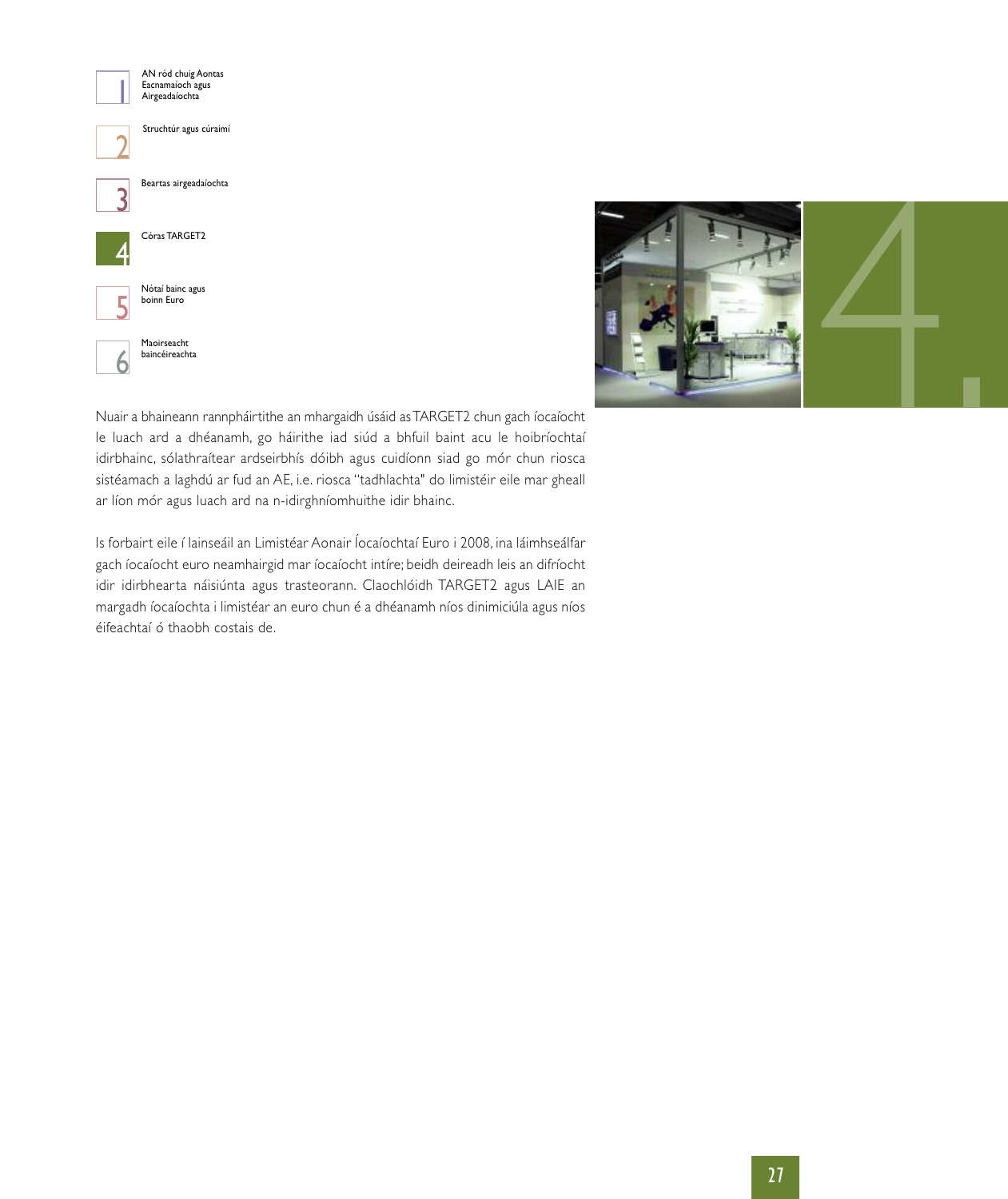1 AN ród chuig Aontas Eacnamaíoch agus Airgeadaíochta

2 Struchtúr agus cúraimí

3 Beartas airgeadaíochta

4 Córas TARGET2

5 Nótaí bainc agus boinn Euro

6 Maoirseacht baincéireachta

Nuair a bhaineann rannpháirtithe an mhargaidh úsáid as TARGET2 chun gach íocaíocht le luach ard a dhéanamh, go háirithe iad siúd a bhfuil baint acu le hoibríochtaí idirbhainc, sólathraítear ardseirbhís dóibh agus cuidíonn siad go mór chun riosca sistéamach a laghdú ar fud an AE, i.e. riosca "tadhlachta" do limistéir eile mar gheall ar líon mór agus luach ard na n-idirghníomhuithe idir bhainc.

Is forbairt eile í lainseáil an Limistéar Aonair Íocaíochtaí Euro i 2008, ina láimhseálfar gach íocaíocht euro neamhairgid mar íocaíocht intíre; beidh deireadh leis an difríocht idir idirbhearta náisiúnta agus trasteorann. Claochlóidh TARGET2 agus LAIE an margadh íocaíochta i limistéar an euro chun é a dhéanamh níos dinimiciúla agus níos éifeachtaí ó thaobh costais de.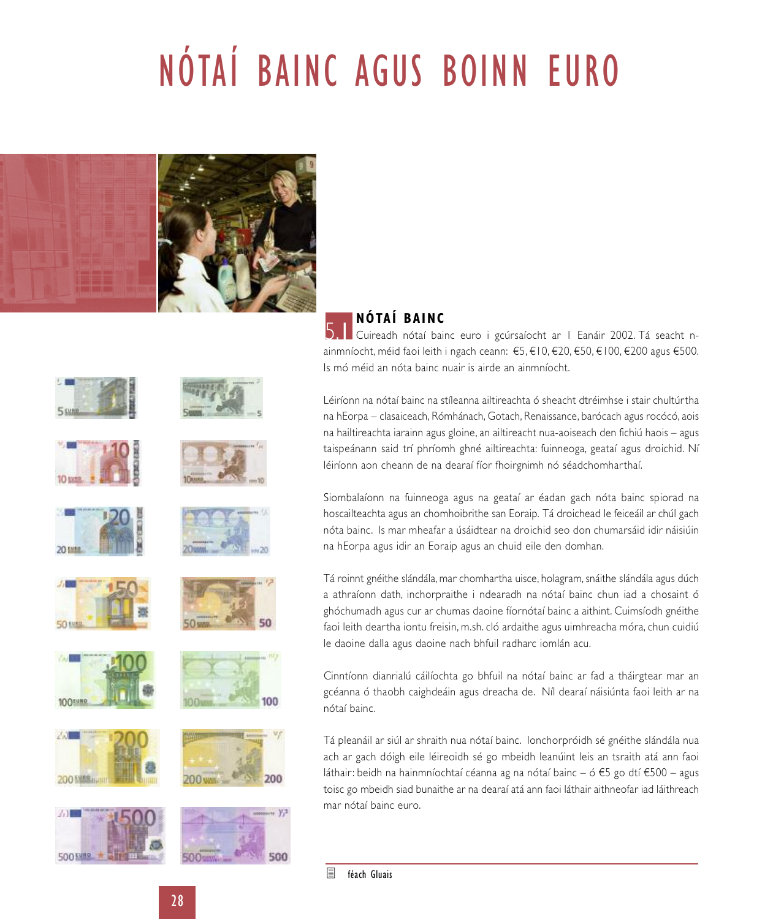# NÓTAÍ BAINC AGUS BOINN EURO

## 5.1 NÓTAÍ BAINC

Cuireadh nótaí bainc euro i gcúrsaíocht ar 1 Eanáir 2002. Tá seacht n-ainmníocht, méid faoi leith i ngach ceann: €5, €10, €20, €50, €100, €200 agus €500. Is mó méid an nóta bainc nuair is airde an ainmníocht.

Léiríonn na nótaí bainc na stíleanna ailtireachta ó sheacht dtréimhse i stair chultúrtha na hEorpa – clasaiceach, Rómhánach, Gotach, Renaissance, barócach agus rocócó, aois na hailtireachta iarainn agus gloine, an ailtireacht nua-aoiseach den fichiú haois – agus taispeánann said trí phríomh ghné ailtireachta: fuinneoga, geataí agus droichid. Ní léiríonn aon cheann de na dearaí fíor fhoirgnimh nó séadchomharthaí.

Siombalaíonn na fuinneoga agus na geataí ar éadan gach nóta bainc spiorad na hoscailteachta agus an chomhoibrithe san Eoraip. Tá droichead le feiceáil ar chúl gach nóta bainc. Is mar mheafar a úsáidtear na droichid seo don chumarsáid idir náisiúin na hEorpa agus idir an Eoraip agus an chuid eile den domhan.

Tá roinnt gnéithe slándála, mar chomhartha uisce, holagram, snáithe slándála agus dúch a athraíonn dath, inchorpraithe i ndearadh na nótaí bainc chun iad a chosaint ó ghóchumadh agus cur ar chumas daoine fíornótaí bainc a aithint. Cuimsíodh gnéithe faoi leith deartha iontu freisin, m.sh. cló ardaithe agus uimhreacha móra, chun cuidiú le daoine dalla agus daoine nach bhfuil radharc iomlán acu.

Cinntíonn dianrialú cáilíochta go bhfuil na nótaí bainc ar fad a tháirgtear mar an gcéanna ó thaobh caighdeáin agus dreacha de. Níl dearaí náisiúnta faoi leith ar na nótaí bainc.

Tá pleanáil ar siúl ar shraith nua nótaí bainc. Ionchorpróidh sé gnéithe slándála nua ach ar gach dóigh eile léireoidh sé go mbeidh leanúint leis an tsraith atá ann faoi láthair: beidh na hainmníochtaí céanna ag na nótaí bainc – ó €5 go dtí €500 – agus toisc go mbeidh siad bunaithe ar na dearaí atá ann faoi láthair aithneofar iad láithreach mar nótaí bainc euro.

féach Gluais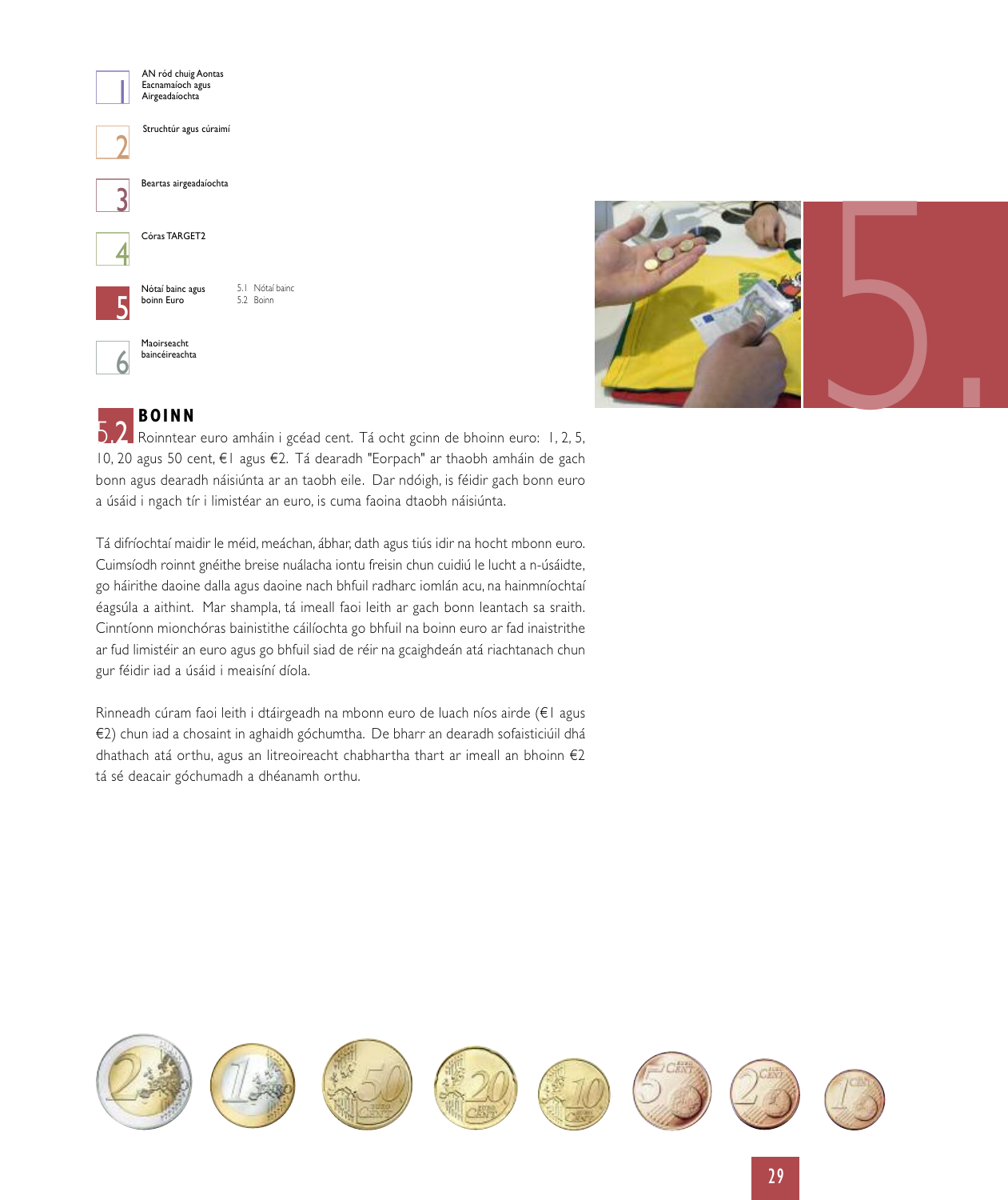1 AN ród chuig Aontas Eacnamaíoch agus Airgeadaíochta

2 Struchtúr agus cúraimí

3 Beartas airgeadaíochta

4 Córas TARGET2

5 Nótaí bainc agus boinn Euro
- 5.1 Nótaí bainc
- 5.2 Boinn

6 Maoirseacht baincéireachta

## 5.2 BOINN

Roinntear euro amháin i gcéad cent. Tá ocht gcinn de bhoinn euro: 1, 2, 5, 10, 20 agus 50 cent, €1 agus €2. Tá dearadh "Eorpach" ar thaobh amháin de gach bonn agus dearadh náisiúnta ar an taobh eile. Dar ndóigh, is féidir gach bonn euro a úsáid i ngach tír i limistéar an euro, is cuma faoina dtaobh náisiúnta.

Tá difríochtaí maidir le méid, meáchan, ábhar, dath agus tiús idir na hocht mbonn euro. Cuimsíodh roinnt gnéithe breise nuálacha iontu freisin chun cuidiú le lucht a n-úsáidte, go háirithe daoine dalla agus daoine nach bhfuil radharc iomlán acu, na hainmníochtaí éagsúla a aithint. Mar shampla, tá imeall faoi leith ar gach bonn leantach sa sraith. Cinntíonn mionchóras bainistithe cáilíochta go bhfuil na boinn euro ar fad inaistrithe ar fud limistéir an euro agus go bhfuil siad de réir na gcaighdeán atá riachtanach chun gur féidir iad a úsáid i meaisíní díola.

Rinneadh cúram faoi leith i dtáirgeadh na mbonn euro de luach níos airde (€1 agus €2) chun iad a chosaint in aghaidh góchumtha. De bharr an dearadh sofaisticiúil dhá dhathach atá orthu, agus an litreoireacht chabhartha thart ar imeall an bhoinn €2 tá sé deacair góchumadh a dhéanamh orthu.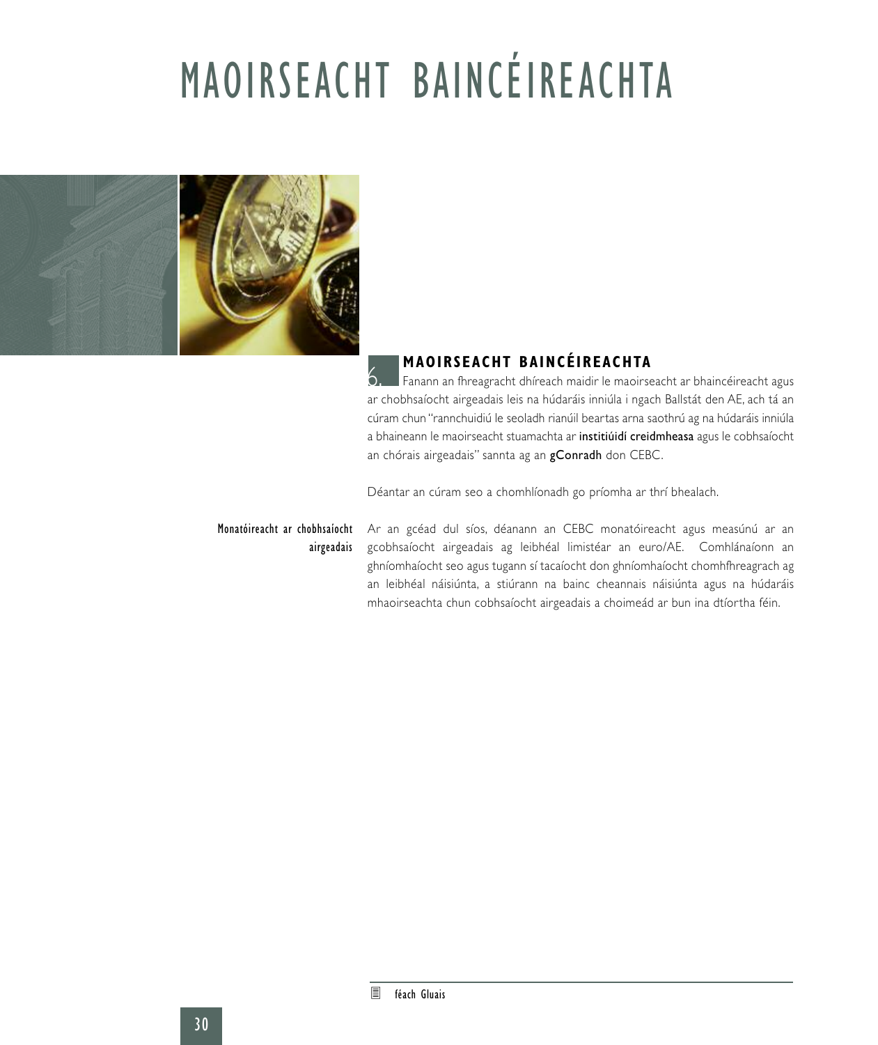# MAOIRSEACHT BAINCÉIREACHTA

## 6. MAOIRSEACHT BAINCÉIREACHTA

Fanann an fhreagracht dhíreach maidir le maoirseacht ar bhaincéireacht agus ar chobhsaíocht airgeadais leis na húdaráis inniúla i ngach Ballstát den AE, ach tá an cúram chun "rannchuidiú le seoladh rianúil beartas arna saothrú ag na húdaráis inniúla a bhaineann le maoirseacht stuamachta ar **institiúidí creidmheasa** agus le cobhsaíocht an chórais airgeadais" sannta ag an **gConradh** don CEBC.

Déantar an cúram seo a chomhlíonadh go príomha ar thrí bhealach.

**Monatóireacht ar chobhsaíocht airgeadais**

Ar an gcéad dul síos, déanann an CEBC monatóireacht agus measúnú ar an gcobhsaíocht airgeadais ag leibhéal limistéar an euro/AE. Comhlánaíonn an ghníomhaíocht seo agus tugann sí tacaíocht don ghníomhaíocht chomhfhreagrach ag an leibhéal náisiúnta, a stiúrann na bainc cheannais náisiúnta agus na húdaráis mhaoirseachta chun cobhsaíocht airgeadais a choimeád ar bun ina dtíortha féin.

féach Gluais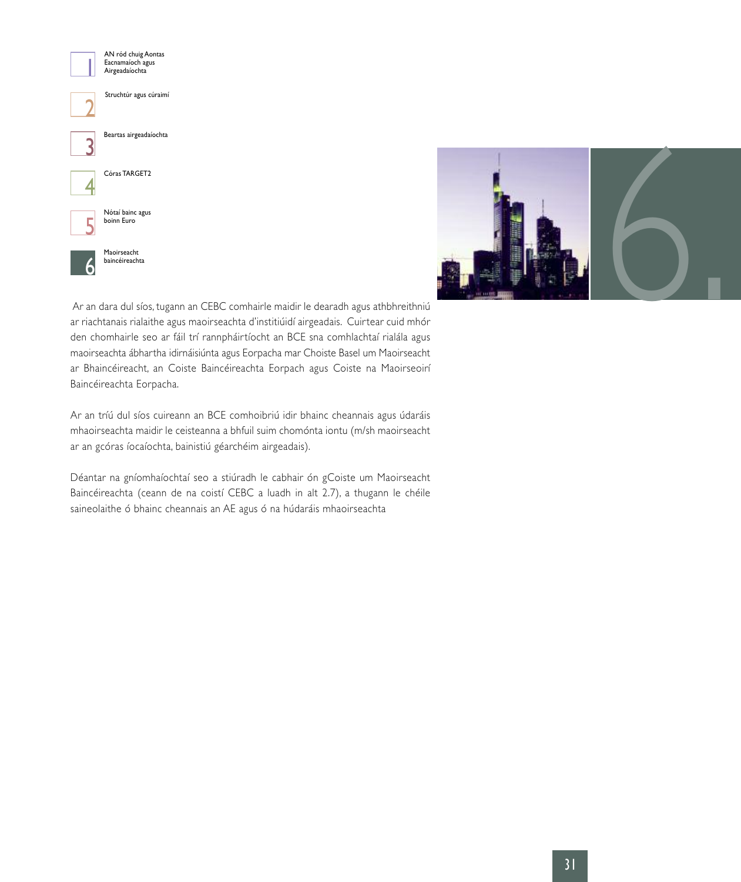Ar an dara dul síos, tugann an CEBC comhairle maidir le dearadh agus athbhreithniú ar riachtanais rialaithe agus maoirseachta d'institiúidí airgeadais. Cuirtear cuid mhór den chomhairle seo ar fáil trí rannpháirtíocht an BCE sna comhlachtaí rialála agus maoirseachta ábhartha idirnáisiúnta agus Eorpacha mar Choiste Basel um Maoirseacht ar Bhaincéireacht, an Coiste Baincéireachta Eorpach agus Coiste na Maoirseoirí Baincéireachta Eorpacha.

Ar an tríú dul síos cuireann an BCE comhoibriú idir bhainc cheannais agus údaráis mhaoirseachta maidir le ceisteanna a bhfuil suim chomónta iontu (m/sh maoirseacht ar an gcóras íocaíochta, bainistiú géarchéim airgeadais).

Déantar na gníomhaíochtaí seo a stiúradh le cabhair ón gCoiste um Maoirseacht Baincéireachta (ceann de na coistí CEBC a luadh in alt 2.7), a thugann le chéile saineolaithe ó bhainc cheannais an AE agus ó na húdaráis mhaoirseachta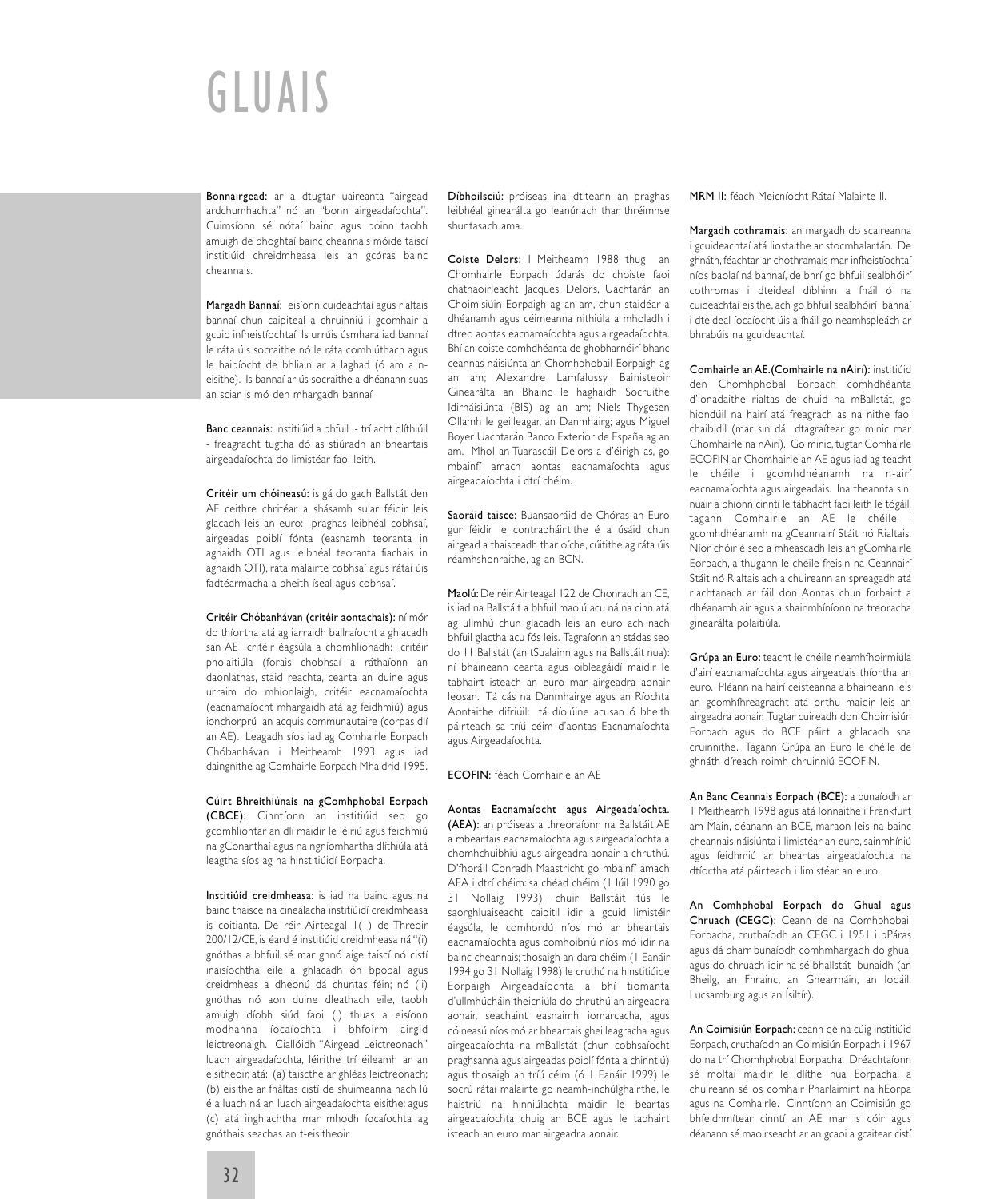# GLUAIS

**Bonnairgead:** ar a dtugtar uaireanta "airgead ardchumhachta" nó an "bonn airgeadaíochta". Cuimsíonn sé nótaí bainc agus boinn taobh amuigh de bhoghtaí bainc cheannais móide taiscí institiúid chreidmheasa leis an gcóras bainc cheannais.

**Margadh Bannaí:** eisíonn cuideachtaí agus rialtais bannaí chun caipiteal a chruinniú i gcomhair a gcuid infheistíochtaí Is urrúis úsmhara iad bannaí le ráta úis socraithe nó le ráta comhlúthach agus le haibíocht de bhliain ar a laghad (ó am a n-eisithe). Is bannaí ar ús socraithe a dhéanann suas an sciar is mó den mhargadh bannaí

**Banc ceannais:** institiúid a bhfuil - trí acht dlíthiúil - freagracht tugtha dó as stiúradh an bheartais airgeadaíochta do limistéar faoi leith.

**Critéir um chóineasú:** is gá do gach Ballstát den AE ceithre chritéar a shásamh sular féidir leis glacadh leis an euro: praghas leibhéal cobhsaí, airgeadas poiblí fónta (easnamh teoranta in aghaidh OTI agus leibhéal teoranta fiachais in aghaidh OTI), ráta malairte cobhsaí agus rátaí úis fadtéarmacha a bheith íseal agus cobhsaí.

**Critéir Chóbanhávan (critéir aontachais):** ní mór do thíortha atá ag iarraidh ballraíocht a ghlacadh san AE critéir éagsúla a chomhlíonadh: critéir pholaitiúla (forais chobhsaí a ráthaíonn an daonlathas, staid reachta, cearta an duine agus urraim do mhionlaigh, critéir eacnamaíochta (eacnamaíocht mhargaidh atá ag feidhmiú) agus ionchorprú an acquis communautaire (corpas dlí an AE). Leagadh síos iad ag Comhairle Eorpach Chóbanhávan i Meitheamh 1993 agus iad daingnithe ag Comhairle Eorpach Mhaidrid 1995.

**Cúirt Bhreithiúnais na gComhphobal Eorpach (CBCE):** Cinntíonn an institiúid seo go gcomhlíontar an dlí maidir le léiriú agus feidhmiú na gConarthaí agus na ngníomhartha dlíthiúla atá leagtha síos ag na hinstitiúidí Eorpacha.

**Institiúid creidmheasa:** is iad na bainc agus na bainc thaisce na cineálacha institiúidí creidmheasa is coitianta. De réir Airteagal 1(1) de Threoir 200/12/CE, is éard é institiúid creidmheasa ná "(i) gnóthas a bhfuil sé mar ghnó aige taiscí nó cistí inaisíochtha eile a ghlacadh ón bpobal agus creidmheas a dheonú dá chuntas féin; nó (ii) gnóthas nó aon duine dleathach eile, taobh amuigh díobh siúd faoi (i) thuas a eisíonn modhanna íocaíochta i bhfoirm airgid leictreonaigh. Ciallóidh "Airgead Leictreonach" luach airgeadaíochta, léirithe trí éileamh ar an eisitheoir, atá: (a) taiscthe ar ghléas leictreonach; (b) eisithe ar fháltas cistí de shuimeanna nach lú é a luach ná an luach airgeadaíochta eisithe: agus (c) atá inghlactha mar mhodh íocaíochta ag gnóthais seachas an t-eisitheoir

**Díbhoilsciú:** próiseas ina dtiteann an praghas leibhéal ginearálta go leanúnach thar thréimhse shuntasach ama.

**Coiste Delors:** I Meitheamh 1988 thug an Chomhairle Eorpach údarás do choiste faoi chathaoirleacht Jacques Delors, Uachtarán an Choimisiúin Eorpaigh ag an am, chun staidéar a dhéanamh agus céimeanna nithiúla a mholadh i dtreo aontas eacnamaíochta agus airgeadaíochta. Bhí an coiste comhdhéanta de ghobharnóirí bhanc ceannas náisiúnta an Chomhphobail Eorpaigh ag an am; Alexandre Lamfalussy, Bainisteoir Ginearálta an Bhainc le haghaidh Socruithe Idirnáisiúnta (BIS) ag an am; Niels Thygesen Ollamh le geilleagar, an Danmhairg; agus Miguel Boyer Uachtarán Banco Exterior de España ag an am. Mhol an Tuarascáil Delors a d'éirigh as, go mbainfí amach aontas eacnamaíochta agus airgeadaíochta i dtrí chéim.

**Saoráid taisce:** Buansaoráid de Chóras an Euro gur féidir le contrapháirtithe é a úsáid chun airgead a thaisceadh thar oíche, cúitithe ag ráta úis réamhshonraithe, ag an BCN.

**Maolú:** De réir Airteagal 122 de Chonradh an CE, is iad na Ballstáit a bhfuil maolú acu ná na cinn atá ag ullmhú chun glacadh leis an euro ach nach bhfuil glactha acu fós leis. Tagraíonn an stádas seo do 11 Ballstát (an tSualainn agus na Ballstáit nua): ní bhaineann cearta agus oibleagáidí maidir le tabhairt isteach an euro mar airgeadra aonair leosan. Tá cás na Danmhairge agus an Ríochta Aontaithe difriúil: tá díolúine acusan ó bheith páirteach sa tríú céim d'aontas Eacnamaíochta agus Airgeadaíochta.

**ECOFIN:** féach Comhairle an AE

**Aontas Eacnamaíocht agus Airgeadaíochta. (AEA):** an próiseas a threoraíonn na Ballstáit AE a mbeartais eacnamaíochta agus airgeadaíochta a chomhchuibhiú agus airgeadra aonair a chruthú. D'fhoráil Conradh Maastricht go mbainfí amach AEA i dtrí chéim: sa chéad chéim (1 Iúil 1990 go 31 Nollaig 1993), chuir Ballstáit tús le saorghluaiseacht caipitil idir a gcuid limistéir éagsúla, le comhordú níos mó ar bheartais eacnamaíochta agus comhoibriú níos mó idir na bainc cheannais; thosaigh an dara céim (1 Eanáir 1994 go 31 Nollaig 1998) le cruthú na hInstitiúide Eorpaigh Airgeadaíochta a bhí tiomanta d'ullmhúcháin theicniúla do chruthú an airgeadra aonair, seachaint easnaimh iomarcacha, agus cóineasú níos mó ar bheartais gheilleagracha agus airgeadaíochta na mBallstát (chun cobhsaíocht praghsanna agus airgeadas poiblí fónta a chinntiú) agus thosaigh an tríú céim (ó 1 Eanáir 1999) le socrú rátaí malairte go neamh-inchúlghairthe, le haistriú na hinniúlachta maidir le beartas airgeadaíochta chuig an BCE agus le tabhairt isteach an euro mar airgeadra aonair.

**MRM II:** féach Meicníocht Rátaí Malairte II.

**Margadh cothramais:** an margadh do scaireanna i gcuideachtaí atá liostaithe ar stocmhalartán. De ghnáth, féachtar ar chothramais mar infheistíochtaí níos baolaí ná bannaí, de bhrí go bhfuil sealbhóirí cothromas i dteideal díbhinn a fháil ó na cuideachtaí eisithe, ach go bhfuil sealbhóirí bannaí i dteideal íocaíocht úis a fháil go neamhspleách ar bhrabúis na gcuideachtaí.

**Comhairle an AE.(Comhairle na nAirí):** institiúid den Chomhphobal Eorpach comhdhéanta d'ionadaithe rialtas de chuid na mBallstát, go hiondúil na hairí atá freagrach as na nithe faoi chaibidil (mar sin dá dtagraítear go minic mar Chomhairle na nAirí). Go minic, tugtar Comhairle ECOFIN ar Chomhairle an AE agus iad ag teacht le chéile i gcomhdhéanamh na n-airí eacnamaíochta agus airgeadais. Ina theannta sin, nuair a bhíonn cinntí le tábhacht faoi leith le tógáil, tagann Comhairle an AE le chéile i gcomhdhéanamh na gCeannairí Stáit nó Rialtais. Níor chóir é seo a mheascadh leis an gComhairle Eorpach, a thugann le chéile freisin na Ceannairí Stáit nó Rialtais ach a chuireann an spreagadh atá riachtanach ar fáil don Aontas chun forbairt a dhéanamh air agus a shainmhíníonn na treoracha ginearálta polaitiúla.

**Grúpa an Euro:** teacht le chéile neamhfhoirmiúla d'airí eacnamaíochta agus airgeadais thíortha an euro. Pléann na hairí ceisteanna a bhaineann leis an gcomhfhreagracht atá orthu maidir leis an airgeadra aonair. Tugtar cuireadh don Choimisiún Eorpach agus do BCE páirt a ghlacadh sna cruinnithe. Tagann Grúpa an Euro le chéile de ghnáth díreach roimh chruinniú ECOFIN.

**An Banc Ceannais Eorpach (BCE):** a bunaíodh ar 1 Meitheamh 1998 agus atá lonnaithe i Frankfurt am Main, déanann an BCE, maraon leis na bainc cheannais náisiúnta i limistéar an euro, sainmhíniú agus feidhmiú ar bheartas airgeadaíochta na dtíortha atá páirteach i limistéar an euro.

**An Comhphobal Eorpach do Ghual agus Chruach (CEGC):** Ceann de na Comhphobail Eorpacha, cruthaíodh an CEGC i 1951 i bPáras agus dá bharr bunaíodh comhmhargadh do ghual agus do chruach idir na sé bhallstát bunaidh (an Bheilg, an Fhrainc, an Ghearmáin, an Iodáil, Lucsamburg agus an Ísiltír).

**An Coimisiún Eorpach:** ceann de na cúig institiúid Eorpach, cruthaíodh an Coimisiún Eorpach i 1967 do na trí Chomhphobal Eorpacha. Dréachtaíonn sé moltaí maidir le dlíthe nua Eorpacha, a chuireann sé os comhair Pharlaimint na hEorpa agus na Comhairle. Cinntíonn an Coimisiún go bhfeidhmítear cinntí an AE mar is cóir agus déanann sé maoirseacht ar an gcaoi a gcaitear cistí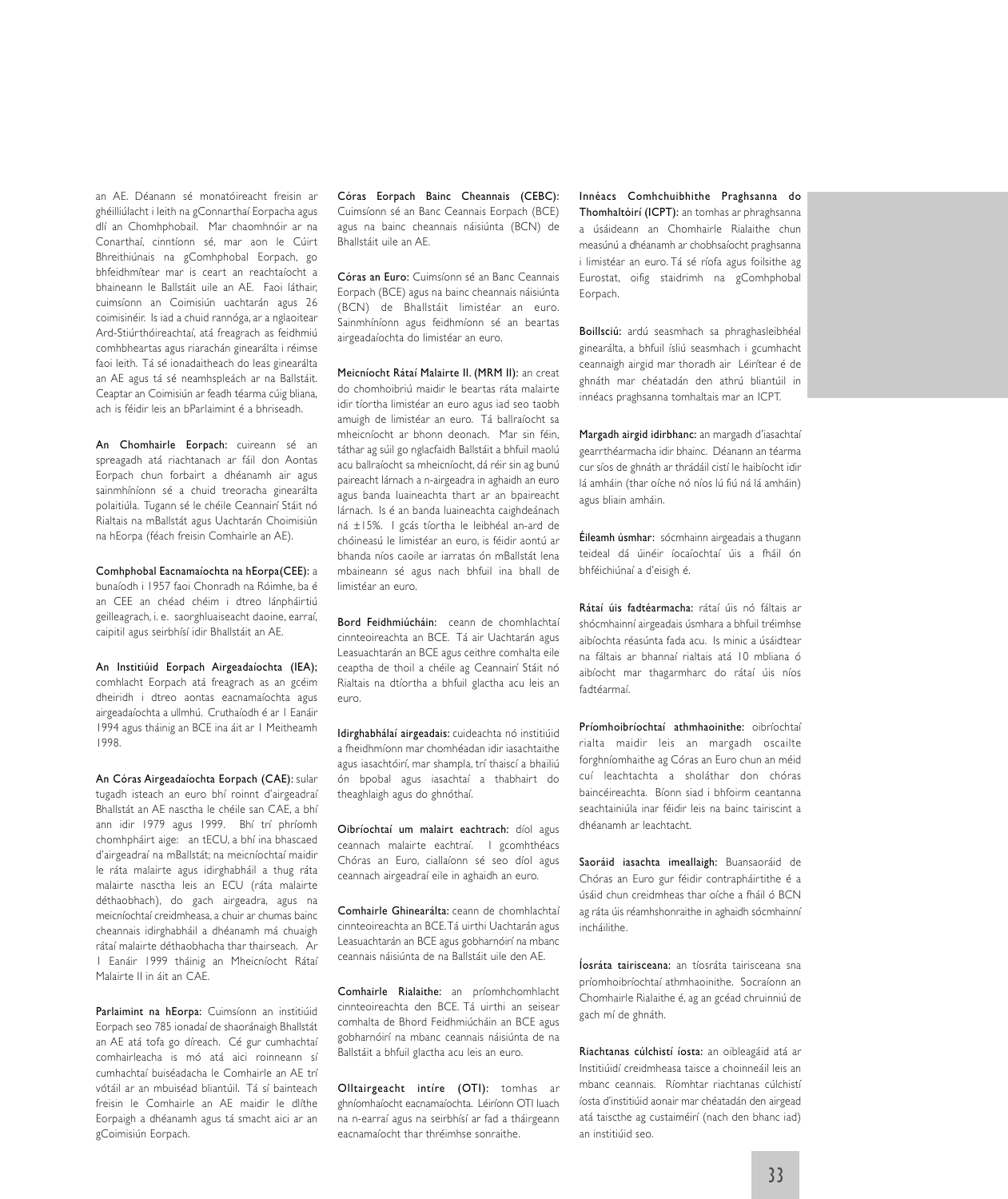an AE. Déanann sé monatóireacht freisin ar ghéilliúlacht i leith na gConnarthaí Eorpacha agus dlí an Chomhphobail. Mar chaomhnóir ar na Conarthaí, cinntíonn sé, mar aon le Cúirt Bhreithiúnais na gComhphobal Eorpach, go bhfeidhmítear mar is ceart an reachtaíocht a bhaineann le Ballstáit uile an AE. Faoi láthair, cuimsíonn an Coimisiún uachtarán agus 26 coimisinéir. Is iad a chuid rannóga, ar a nglaoitear Ard-Stiúrthóireachtaí, atá freagrach as feidhmiú comhbheartas agus riarachán ginearálta i réimse faoi leith. Tá sé ionadaitheach do leas ginearálta an AE agus tá sé neamhspleách ar na Ballstáit. Ceaptar an Coimisiún ar feadh téarma cúig bliana, ach is féidir leis an bParlaimint é a bhriseadh.

**An Chomhairle Eorpach:** cuireann sé an spreagadh atá riachtanach ar fáil don Aontas Eorpach chun forbairt a dhéanamh air agus sainmhíníonn sé a chuid treoracha ginearálta polaitiúla. Tugann sé le chéile Ceannairí Stáit nó Rialtais na mBallstát agus Uachtarán Choimisiún na hEorpa (féach freisin Comhairle an AE).

**Comhphobal Eacnamaíochta na hEorpa(CEE):** a bunaíodh i 1957 faoi Chonradh na Róimhe, ba é an CEE an chéad chéim i dtreo lánpháirtiú geilleagrach, i. e. saorghluaiseacht daoine, earraí, caipitil agus seirbhísí idir Bhallstáit an AE.

**An Institiúid Eorpach Airgeadaíochta (IEA);** comhlacht Eorpach atá freagrach as an gcéim dheiridh i dtreo aontas eacnamaíochta agus airgeadaíochta a ullmhú. Cruthaíodh é ar 1 Eanáir 1994 agus tháinig an BCE ina áit ar 1 Meitheamh 1998.

**An Córas Airgeadaíochta Eorpach (CAE):** sular tugadh isteach an euro bhí roinnt d'airgeadraí Bhallstát an AE nasctha le chéile san CAE, a bhí ann idir 1979 agus 1999. Bhí trí phríomh chomhpháirt aige: an tECU, a bhí ina bhascaed d'airgeadraí na mBallstát; na meicníochtaí maidir le ráta malairte agus idirghabháil a thug ráta malairte nasctha leis an ECU (ráta malairte déthaobhach), do gach airgeadra, agus na meicníochtaí creidmheasa, a chuir ar chumas bainc cheannais idirghabháil a dhéanamh má chuaigh rátaí malairte déthaobhacha thar thairseach. Ar 1 Eanáir 1999 tháinig an Mheicníocht Rátaí Malairte II in áit an CAE.

**Parlaimint na hEorpa:** Cuimsíonn an institiúid Eorpach seo 785 ionadaí de shaoránaigh Bhallstát an AE atá tofa go díreach. Cé gur cumhachtaí comhairleacha is mó atá aici roinneann sí cumhachtaí buiséadacha le Comhairle an AE trí vótáil ar an mbuiséad bliantúil. Tá sí bainteach freisin le Comhairle an AE maidir le dlíthe Eorpaigh a dhéanamh agus tá smacht aici ar an gCoimisiún Eorpach.

**Córas Eorpach Bainc Cheannais (CEBC):** Cuimsíonn sé an Banc Ceannais Eorpach (BCE) agus na bainc cheannais náisiúnta (BCN) de Bhallstáit uile an AE.

**Córas an Euro:** Cuimsíonn sé an Banc Ceannais Eorpach (BCE) agus na bainc cheannais náisiúnta (BCN) de Bhallstáit limistéar an euro. Sainmhíníonn agus feidhmíonn sé an beartas airgeadaíochta do limistéar an euro.

**Meicníocht Rátaí Malairte II. (MRM II):** an creat do chomhoibriú maidir le beartas ráta malairte idir tíortha limistéar an euro agus iad seo taobh amuigh de limistéar an euro. Tá ballraíocht sa mheicníocht ar bhonn deonach. Mar sin féin, táthar ag súil go nglacfaidh Ballstáit a bhfuil maolú acu ballraíocht sa mheicníocht, dá réir sin ag bunú paireacht lárnach a n-airgeadra in aghaidh an euro agus banda luaineachta thart ar an bpaireacht lárnach. Is é an banda luaineachta caighdeánach ná ±15%. I gcás tíortha le leibhéal an-ard de chóineasú le limistéar an euro, is féidir aontú ar bhanda níos caoile ar iarratas ón mBallstát lena mbaineann sé agus nach bhfuil ina bhall de limistéar an euro.

**Bord Feidhmiúcháin:** ceann de chomhlachtaí cinnteoireachta an BCE. Tá air Uachtarán agus Leasuachtarán an BCE agus ceithre comhalta eile ceaptha de thoil a chéile ag Ceannairí Stáit nó Rialtais na dtíortha a bhfuil glactha acu leis an euro.

**Idirghabhálaí airgeadais:** cuideachta nó institiúid a fheidhmíonn mar chomhéadan idir iasachtaithe agus iasachtóirí, mar shampla, trí thaiscí a bhailiú ón bpobal agus iasachtaí a thabhairt do theaghlaigh agus do ghnóthaí.

**Oibríochtaí um malairt eachtrach:** díol agus ceannach malairte eachtraí. I gcomhthéacs Chóras an Euro, ciallaíonn sé seo díol agus ceannach airgeadraí eile in aghaidh an euro.

**Comhairle Ghinearálta:** ceann de chomhlachtaí cinnteoireachta an BCE. Tá uirthi Uachtarán agus Leasuachtarán an BCE agus gobharnóirí na mbanc ceannais náisiúnta de na Ballstáit uile den AE.

**Comhairle Rialaithe:** an príomhchomhlacht cinnteoireachta den BCE. Tá uirthi an seisear comhalta de Bhord Feidhmiúcháin an BCE agus gobharnóirí na mbanc ceannais náisiúnta de na Ballstáit a bhfuil glactha acu leis an euro.

**Olltairgeacht intíre (OTI):** tomhas ar ghníomhaíocht eacnamaíochta. Léiríonn OTI luach na n-earraí agus na seirbhísí ar fad a tháirgeann eacnamaíocht thar thréimhse sonraithe.

**Innéacs Comhchuibhithe Praghsanna do Thomhaltóirí (ICPT):** an tomhas ar phraghsanna a úsáideann an Chomhairle Rialaithe chun measúnú a dhéanamh ar chobhsaíocht praghsanna i limistéar an euro. Tá sé ríofa agus foilsithe ag Eurostat, oifig staidrimh na gComhphobal Eorpach.

**Boillsciú:** ardú seasmhach sa phraghasleibhéal ginearálta, a bhfuil ísliú seasmhach i gcumhacht ceannaigh airgid mar thoradh air. Léirítear é de ghnáth mar chéatadán den athrú bliantúil in innéacs praghsanna tomhaltais mar an ICPT.

**Margadh airgid idirbhanc:** an margadh d'iasachtaí gearrthéarmacha idir bhainc. Déanann an téarma cur síos de ghnáth ar thrádáil cistí le haibíocht idir lá amháin (thar oíche nó níos lú fiú ná lá amháin) agus bliain amháin.

**Éileamh úsmhar:** sócmhainn airgeadais a thugann teideal dá úinéir íocaíochtaí úis a fháil ón bhféichiúnaí a d'eisigh é.

**Rátaí úis fadtéarmacha:** rátaí úis nó fáltais ar shócmhainní airgeadais úsmhara a bhfuil tréimhse aibíochta réasúnta fada acu. Is minic a úsáidtear na fáltais ar bhannaí rialtais atá 10 mbliana ó aibíocht mar thagarmharc do rátaí úis níos fadtéarmaí.

**Príomhoibríochtaí athmhaoinithe:** oibríochtaí rialta maidir leis an margadh oscailte forghníomhaithe ag Córas an Euro chun an méid cuí leachtachta a sholáthar don chóras baincéireachta. Bíonn siad i bhfoirm ceantanna seachtainiúla inar féidir leis na bainc tairiscint a dhéanamh ar leachtacht.

**Saoráid iasachta imeallaigh:** Buansaoráid de Chóras an Euro gur féidir contrapháirtithe é a úsáid chun creidmheas thar oíche a fháil ó BCN ag ráta úis réamhshonraithe in aghaidh sócmhainní incháilithe.

**Íosráta tairisceana:** an tíosráta tairisceana sna príomhoibríochtaí athmhaoinithe. Socraíonn an Chomhairle Rialaithe é, ag an gcéad chruinniú de gach mí de ghnáth.

**Riachtanas cúlchistí íosta:** an oibleagáid atá ar Institiúidí creidmheasa taisce a choinneáil leis an mbanc ceannais. Ríomhtar riachtanas cúlchistí íosta d'institiúid aonair mar chéatadán den airgead atá taiscthe ag custaiméirí (nach den bhanc iad) an institiúid seo.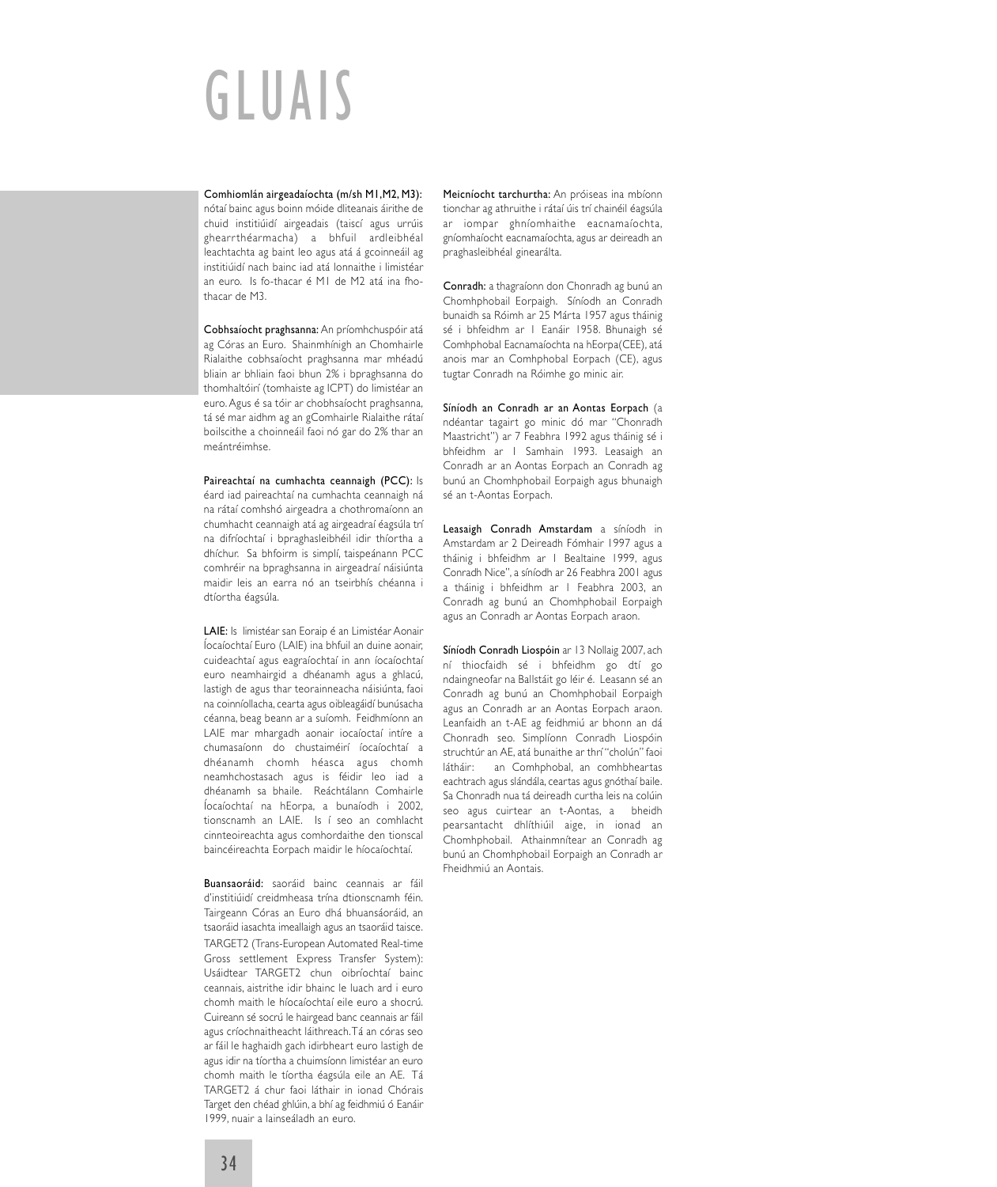# GLUAIS

**Comhiomlán airgeadaíochta (m/sh M1,M2, M3):** nótaí bainc agus boinn móide dliteanais áirithe de chuid institiúidí airgeadais (taiscí agus urrúis ghearrthéarmacha) a bhfuil ardleibhéal leachtachta ag baint leo agus atá á gcoinneáil ag institiúidí nach bainc iad atá lonnaithe i limistéar an euro. Is fo-thacar é M1 de M2 atá ina fho-thacar de M3.

**Cobhsaíocht praghsanna:** An príomhchuspóir atá ag Córas an Euro. Shainmhínigh an Chomhairle Rialaithe cobhsaíocht praghsanna mar mhéadú bliain ar bhliain faoi bhun 2% i bpraghsanna do thomhaltóirí (tomhaiste ag ICPT) do limistéar an euro. Agus é sa tóir ar chobhsaíocht praghsanna, tá sé mar aidhm ag an gComhairle Rialaithe rátaí boilscithe a choinneáil faoi nó gar do 2% thar an meántréimhse.

**Paireachtaí na cumhachta ceannaigh (PCC):** Is éard iad paireachtaí na cumhachta ceannaigh ná na rátaí comhshó airgeadra a chothromaíonn an chumhacht ceannaigh atá ag airgeadraí éagsúla trí na difríochtaí i bpraghasleibhéil idir thíortha a dhíchur. Sa bhfoirm is simplí, taispeánann PCC comhréir na bpraghsanna in airgeadraí náisiúnta maidir leis an earra nó an tseirbhís chéanna i dtíortha éagsúla.

**LAIE:** Is limistéar san Eoraip é an Limistéar Aonair Íocaíochtaí Euro (LAIE) ina bhfuil an duine aonair, cuideachtaí agus eagraíochtaí in ann íocaíochtaí euro neamhairgid a dhéanamh agus a ghlacú, lastigh de agus thar teorainneacha náisiúnta, faoi na coinníollacha, cearta agus oibleagáidí bunúsacha céanna, beag beann ar a suíomh. Feidhmíonn an LAIE mar mhargadh aonair iocaíoctaí intíre a chumasaíonn do chustaiméirí íocaíochtaí a dhéanamh chomh héasca agus chomh neamhchostasach agus is féidir leo iad a dhéanamh sa bhaile. Reáchtálann Comhairle Íocaíochtaí na hEorpa, a bunaíodh i 2002, tionscnamh an LAIE. Is í seo an comhlacht cinnteoireachta agus comhordaithe den tionscal baincéireachta Eorpach maidir le híocaíochtaí.

**Buansaoráid:** saoráid bainc ceannais ar fáil d'institiúidí creidmheasa trína dtionscnamh féin. Tairgeann Córas an Euro dhá bhuansáoráid, an tsaoráid iasachta imeallaigh agus an tsaoráid taisce.

TARGET2 (Trans-European Automated Real-time Gross settlement Express Transfer System): Usáidtear TARGET2 chun oibríochtaí bainc ceannais, aistrithe idir bhainc le luach ard i euro chomh maith le híocaíochtaí eile euro a shocrú. Cuireann sé socrú le hairgead banc ceannais ar fáil agus críochnaitheacht láithreach. Tá an córas seo ar fáil le haghaidh gach idirbheart euro lastigh de agus idir na tíortha a chuimsíonn limistéar an euro chomh maith le tíortha éagsúla eile an AE. Tá TARGET2 á chur faoi láthair in ionad Chórais Target den chéad ghlúin, a bhí ag feidhmiú ó Eanáir 1999, nuair a lainseáladh an euro.

**Meicníocht tarchurtha:** An próiseas ina mbíonn tionchar ag athruithe i rátaí úis trí chainéil éagsúla ar iompar ghníomhaithe eacnamaíochta, gníomhaíocht eacnamaíochta, agus ar deireadh an praghasleibhéal ginearálta.

**Conradh:** a thagraíonn don Chonradh ag bunú an Chomhphobail Eorpaigh. Síníodh an Conradh bunaidh sa Róimh ar 25 Márta 1957 agus tháinig sé i bhfeidhm ar 1 Eanáir 1958. Bhunaigh sé Comhphobal Eacnamaíochta na hEorpa(CEE), atá anois mar an Comhphobal Eorpach (CE), agus tugtar Conradh na Róimhe go minic air.

**Síníodh an Conradh ar an Aontas Eorpach** (a ndéantar tagairt go minic dó mar "Chonradh Maastricht") ar 7 Feabhra 1992 agus tháinig sé i bhfeidhm ar 1 Samhain 1993. Leasaigh an Conradh ar an Aontas Eorpach an Conradh ag bunú an Chomhphobail Eorpaigh agus bhunaigh sé an t-Aontas Eorpach.

**Leasaigh Conradh Amstardam** a síníodh in Amstardam ar 2 Deireadh Fómhair 1997 agus a tháinig i bhfeidhm ar 1 Bealtaine 1999, agus Conradh Nice", a síníodh ar 26 Feabhra 2001 agus a tháinig i bhfeidhm ar 1 Feabhra 2003, an Conradh ag bunú an Chomhphobail Eorpaigh agus an Conradh ar Aontas Eorpach araon.

**Síníodh Conradh Liospóin** ar 13 Nollaig 2007, ach ní thiocfaidh sé i bhfeidhm go dtí go ndaingneofar na Ballstáit go léir é. Leasann sé an Conradh ag bunú an Chomhphobail Eorpaigh agus an Conradh ar an Aontas Eorpach araon. Leanfaidh an t-AE ag feidhmiú ar bhonn an dá Chonradh seo. Simplíonn Conradh Liospóin struchtúr an AE, atá bunaithe ar thrí "cholún" faoi láthair: an Comhphobal, an comhbheartas eachtrach agus slándála, ceartas agus gnóthaí baile. Sa Chonradh nua tá deireadh curtha leis na colúin seo agus cuirtear an t-Aontas, a bheidh pearsantacht dhlíthiúil aige, in ionad an Chomhphobail. Athainmnítear an Conradh ag bunú an Chomhphobail Eorpaigh an Conradh ar Fheidhmiú an Aontais.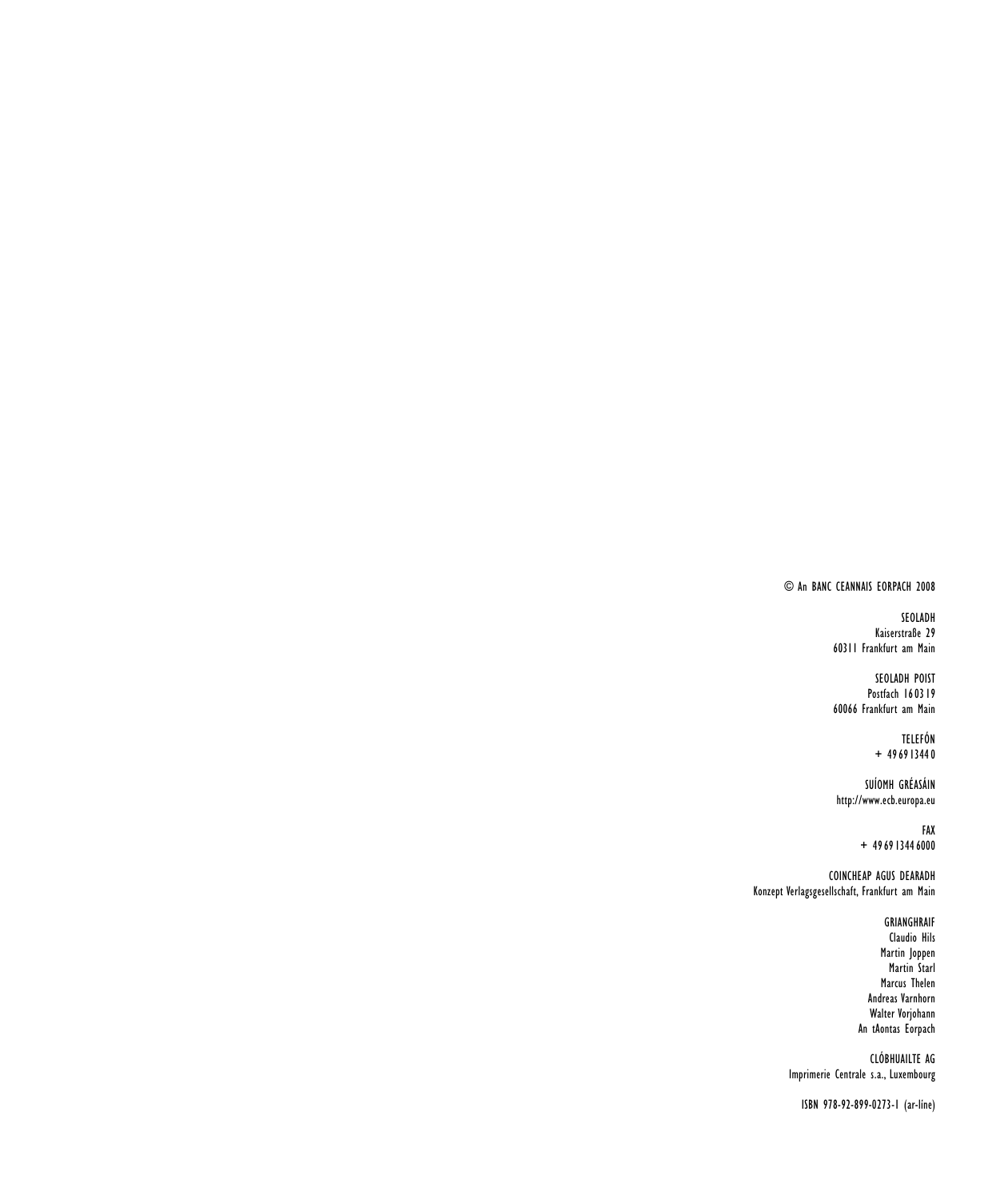© An BANC CEANNAIS EORPACH 2008

SEOLADH
Kaiserstraße 29
60311 Frankfurt am Main

SEOLADH POIST
Postfach 16 03 19
60066 Frankfurt am Main

TELEFÓN
+ 49 69 1344 0

SUÍOMH GRÉASÁIN
http://www.ecb.europa.eu

FAX
+ 49 69 1344 6000

COINCHEAP AGUS DEARADH
Konzept Verlagsgesellschaft, Frankfurt am Main

GRIANGHRAIF
Claudio Hils
Martin Joppen
Martin Starl
Marcus Thelen
Andreas Varnhorn
Walter Vorjohann
An tAontas Eorpach

CLÓBHUAILTE AG
Imprimerie Centrale s.a., Luxembourg

ISBN 978-92-899-0273-1 (ar-líne)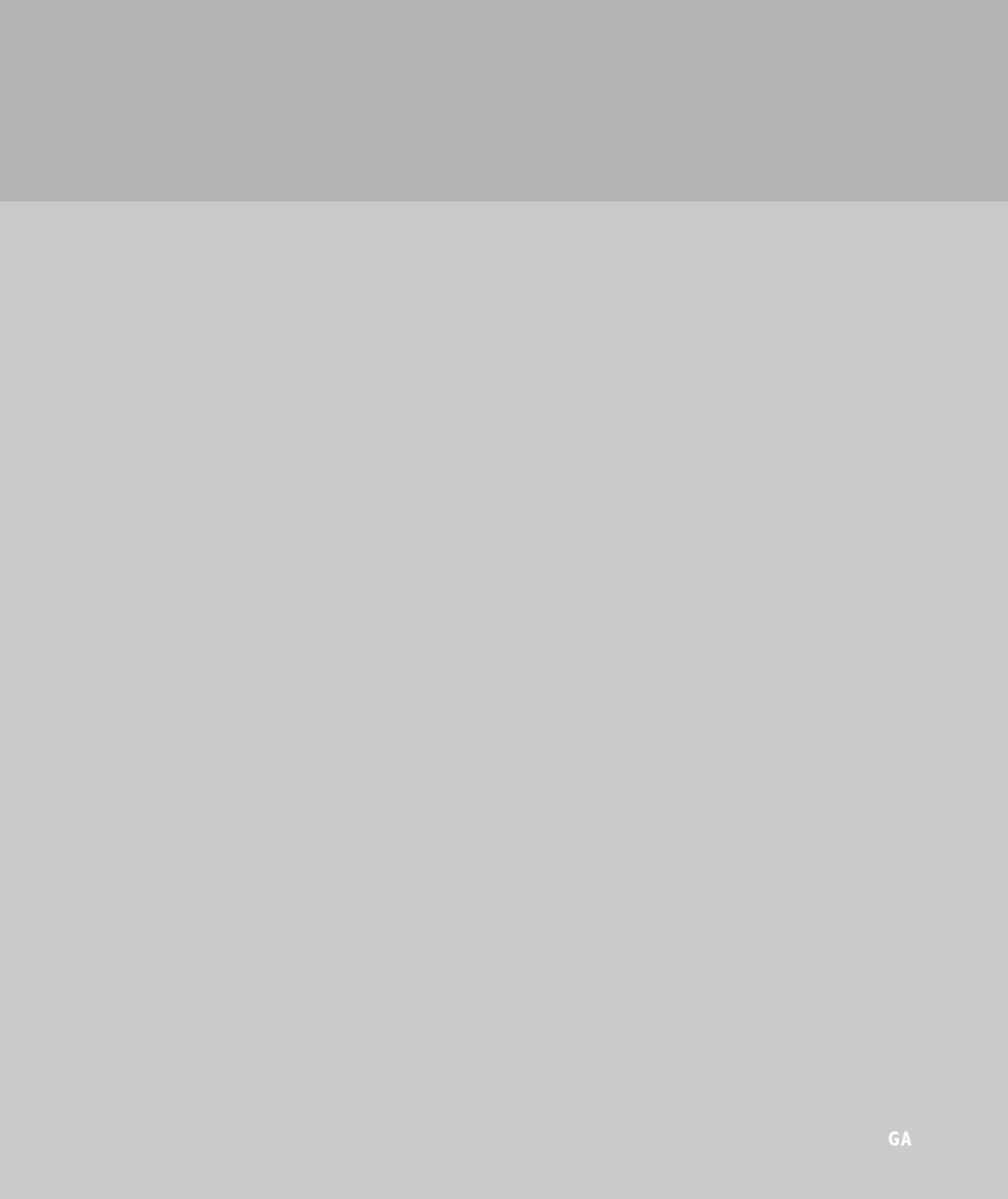GA